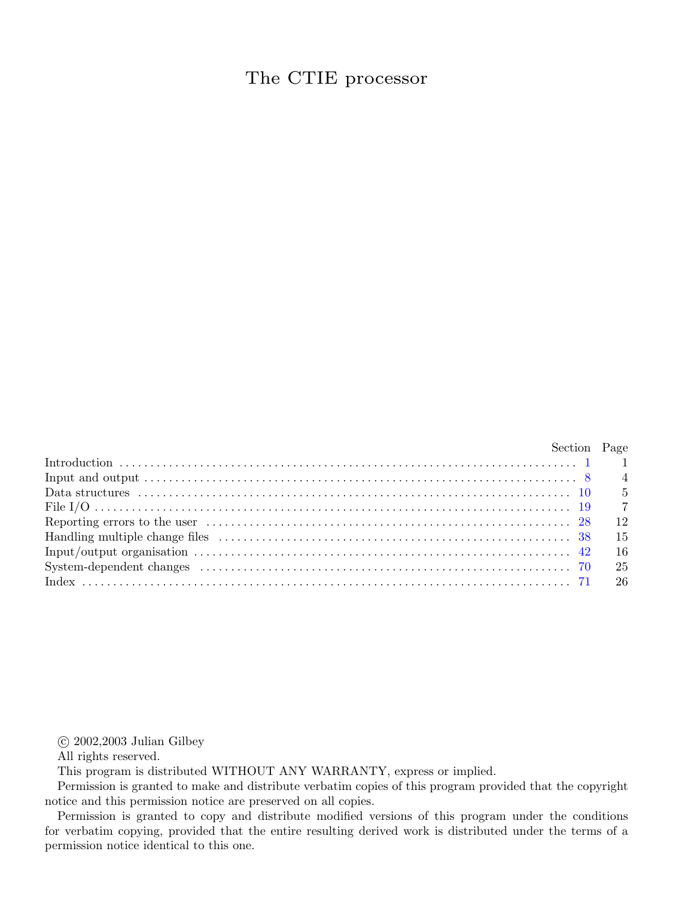# The CTIE processor

| | Section | Page |
|---|---|---|
| Introduction | 1 | 1 |
| Input and output | 8 | 4 |
| Data structures | 10 | 5 |
| File I/O | 19 | 7 |
| Reporting errors to the user | 28 | 12 |
| Handling multiple change files | 38 | 15 |
| Input/output organisation | 42 | 16 |
| System-dependent changes | 70 | 25 |
| Index | 71 | 26 |

© 2002,2003 Julian Gilbey

All rights reserved.

This program is distributed WITHOUT ANY WARRANTY, express or implied.

Permission is granted to make and distribute verbatim copies of this program provided that the copyright notice and this permission notice are preserved on all copies.

Permission is granted to copy and distribute modified versions of this program under the conditions for verbatim copying, provided that the entire resulting derived work is distributed under the terms of a permission notice identical to this one.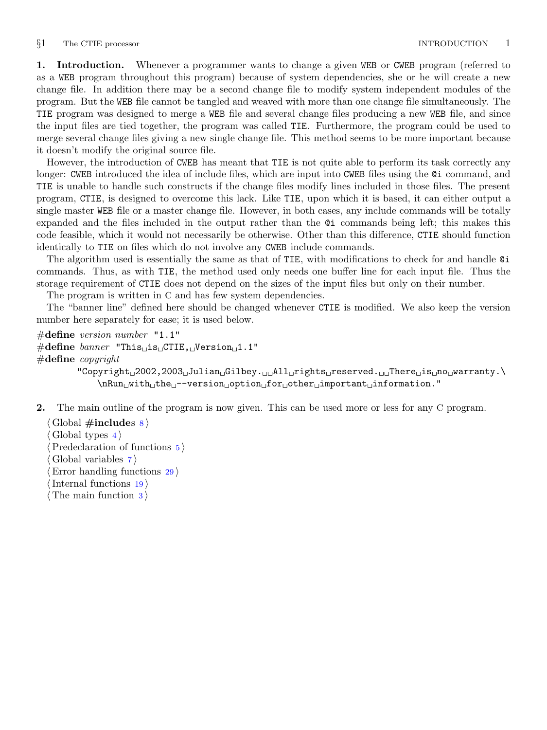**1. Introduction.** Whenever a programmer wants to change a given WEB or CWEB program (referred to as a WEB program throughout this program) because of system dependencies, she or he will create a new change file. In addition there may be a second change file to modify system independent modules of the program. But the WEB file cannot be tangled and weaved with more than one change file simultaneously. The TIE program was designed to merge a WEB file and several change files producing a new WEB file, and since the input files are tied together, the program was called TIE. Furthermore, the program could be used to merge several change files giving a new single change file. This method seems to be more important because it doesn't modify the original source file.

However, the introduction of CWEB has meant that TIE is not quite able to perform its task correctly any longer: CWEB introduced the idea of include files, which are input into CWEB files using the @i command, and TIE is unable to handle such constructs if the change files modify lines included in those files. The present program, CTIE, is designed to overcome this lack. Like TIE, upon which it is based, it can either output a single master WEB file or a master change file. However, in both cases, any include commands will be totally expanded and the files included in the output rather than the @i commands being left; this makes this code feasible, which it would not necessarily be otherwise. Other than this difference, CTIE should function identically to TIE on files which do not involve any CWEB include commands.

The algorithm used is essentially the same as that of TIE, with modifications to check for and handle @i commands. Thus, as with TIE, the method used only needs one buffer line for each input file. Thus the storage requirement of CTIE does not depend on the sizes of the input files but only on their number.

The program is written in C and has few system dependencies.

The "banner line" defined here should be changed whenever CTIE is modified. We also keep the version number here separately for ease; it is used below.

```
#define version_number "1.1"
#define banner "This is CTIE, Version 1.1"
#define copyright
        "Copyright 2002,2003 Julian Gilbey.  All rights reserved.  There is no warranty.\
            \nRun with the --version option for other important information."
```

**2.** The main outline of the program is now given. This can be used more or less for any C program.

```
⟨ Global #includes 8 ⟩
⟨ Global types 4 ⟩
⟨ Predeclaration of functions 5 ⟩
⟨ Global variables 7 ⟩
⟨ Error handling functions 29 ⟩
⟨ Internal functions 19 ⟩
⟨ The main function 3 ⟩
```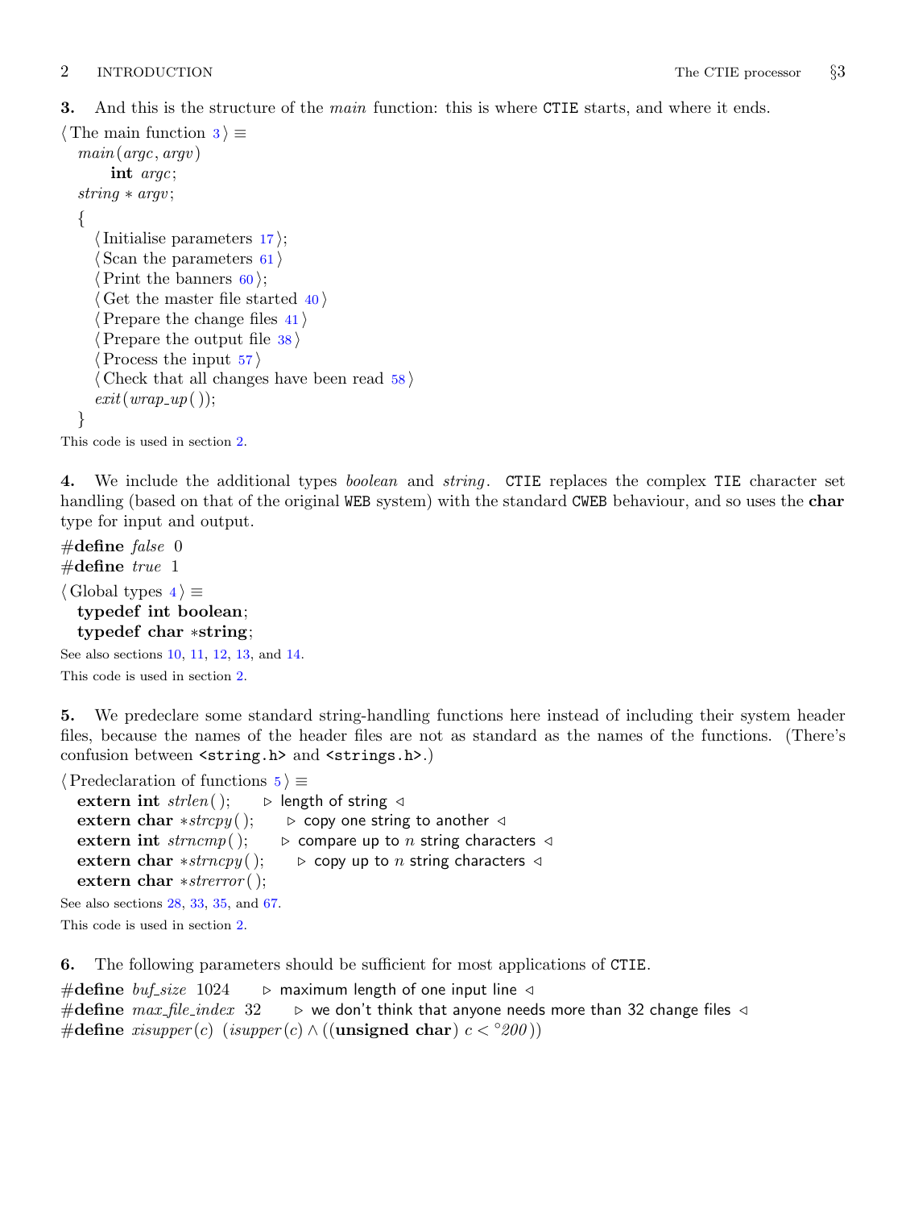**3.** And this is the structure of the *main* function: this is where CTIE starts, and where it ends.

⟨ The main function 3 ⟩ ≡

```
main(argc, argv)
    int argc;
string *argv;
{
  ⟨ Initialise parameters 17 ⟩;
  ⟨ Scan the parameters 61 ⟩
  ⟨ Print the banners 60 ⟩;
  ⟨ Get the master file started 40 ⟩
  ⟨ Prepare the change files 41 ⟩
  ⟨ Prepare the output file 38 ⟩
  ⟨ Process the input 57 ⟩
  ⟨ Check that all changes have been read 58 ⟩
  exit(wrap_up());
}
```

This code is used in section 2.

**4.** We include the additional types *boolean* and *string*. CTIE replaces the complex TIE character set handling (based on that of the original WEB system) with the standard CWEB behaviour, and so uses the **char** type for input and output.

```
#define false 0
#define true 1
```

⟨ Global types 4 ⟩ ≡

```
typedef int boolean;
typedef char *string;
```

See also sections 10, 11, 12, 13, and 14.

This code is used in section 2.

**5.** We predeclare some standard string-handling functions here instead of including their system header files, because the names of the header files are not as standard as the names of the functions. (There's confusion between `<string.h>` and `<strings.h>`.)

⟨ Predeclaration of functions 5 ⟩ ≡

```
extern int strlen();     /* length of string */
extern char *strcpy();   /* copy one string to another */
extern int strncmp();    /* compare up to n string characters */
extern char *strncpy();  /* copy up to n string characters */
extern char *strerror();
```

See also sections 28, 33, 35, and 67.

This code is used in section 2.

**6.** The following parameters should be sufficient for most applications of CTIE.

```
#define buf_size 1024     /* maximum length of one input line */
#define max_file_index 32 /* we don't think that anyone needs more than 32 change files */
#define xisupper(c) (isupper(c) ∧ ((unsigned char) c < °200))
```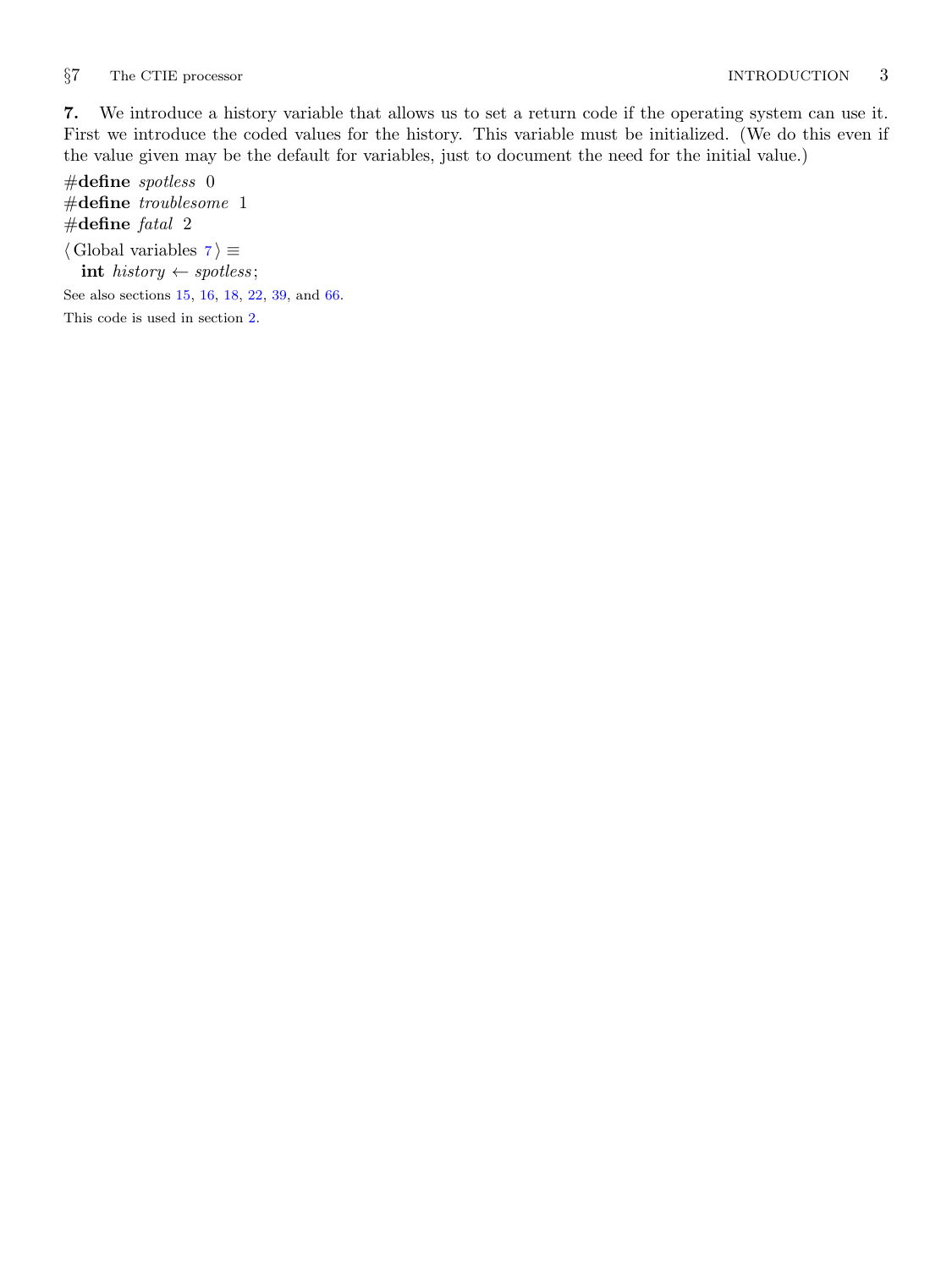**7.** We introduce a history variable that allows us to set a return code if the operating system can use it. First we introduce the coded values for the history. This variable must be initialized. (We do this even if the value given may be the default for variables, just to document the need for the initial value.)

#**define** *spotless* 0
#**define** *troublesome* 1
#**define** *fatal* 2

⟨ Global variables 7 ⟩ ≡
  **int** *history* ← *spotless*;

See also sections 15, 16, 18, 22, 39, and 66.

This code is used in section 2.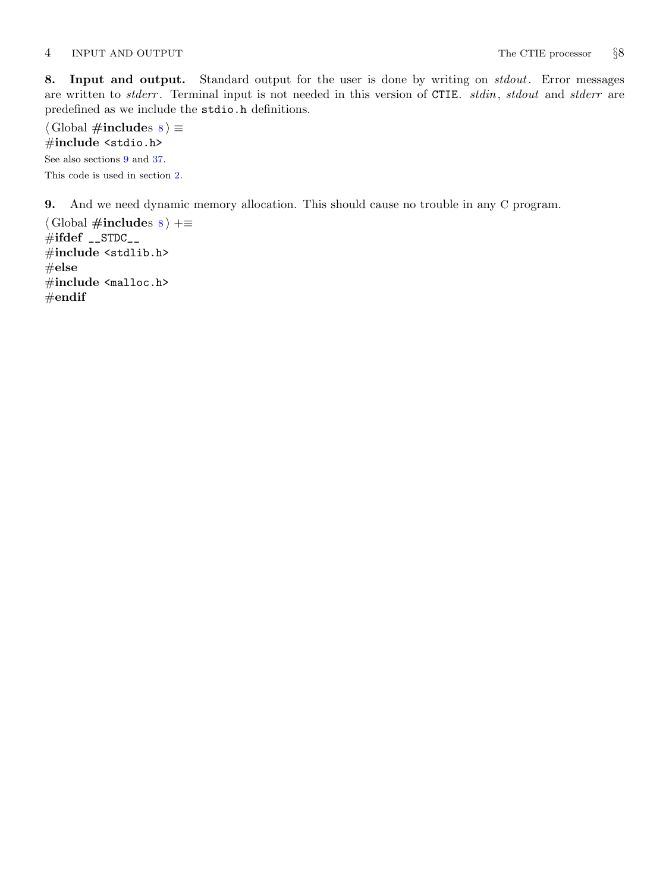**8. Input and output.** Standard output for the user is done by writing on *stdout*. Error messages are written to *stderr*. Terminal input is not needed in this version of CTIE. *stdin*, *stdout* and *stderr* are predefined as we include the `stdio.h` definitions.

⟨ Global **#include**s 8 ⟩ ≡

```
#include <stdio.h>
```

See also sections 9 and 37.

This code is used in section 2.

**9.** And we need dynamic memory allocation. This should cause no trouble in any C program.

⟨ Global **#include**s 8 ⟩ +≡

```
#ifdef __STDC__
#include <stdlib.h>
#else
#include <malloc.h>
#endif
```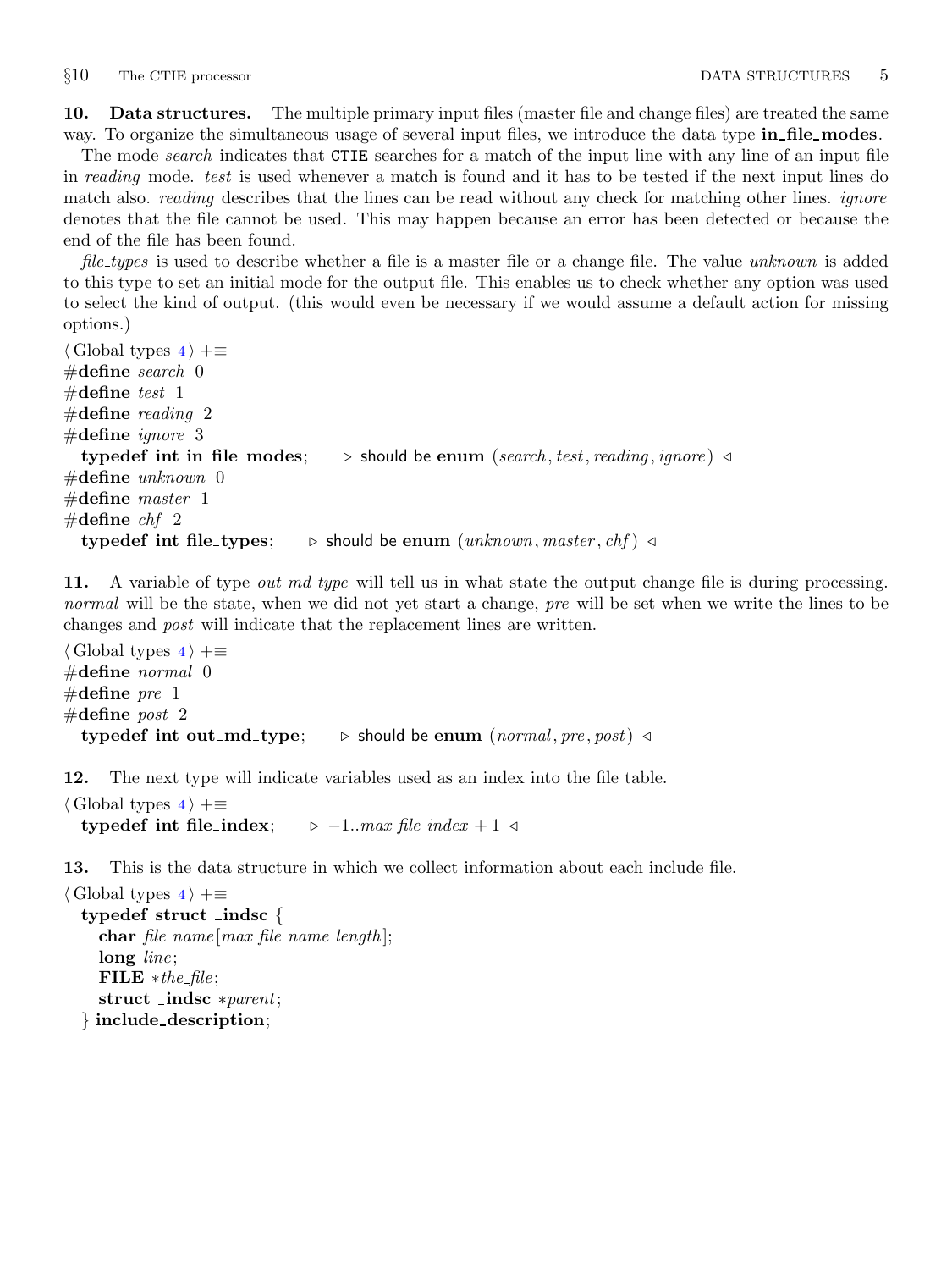**10. Data structures.** The multiple primary input files (master file and change files) are treated the same way. To organize the simultaneous usage of several input files, we introduce the data type **in_file_modes**.

The mode *search* indicates that CTIE searches for a match of the input line with any line of an input file in *reading* mode. *test* is used whenever a match is found and it has to be tested if the next input lines do match also. *reading* describes that the lines can be read without any check for matching other lines. *ignore* denotes that the file cannot be used. This may happen because an error has been detected or because the end of the file has been found.

*file_types* is used to describe whether a file is a master file or a change file. The value *unknown* is added to this type to set an initial mode for the output file. This enables us to check whether any option was used to select the kind of output. (this would even be necessary if we would assume a default action for missing options.)

```
⟨ Global types 4 ⟩ +≡
#define search 0
#define test 1
#define reading 2
#define ignore 3
  typedef int in_file_modes;    ▷ should be enum (search, test, reading, ignore) ◁
#define unknown 0
#define master 1
#define chf 2
  typedef int file_types;    ▷ should be enum (unknown, master, chf) ◁
```

**11.** A variable of type *out_md_type* will tell us in what state the output change file is during processing. *normal* will be the state, when we did not yet start a change, *pre* will be set when we write the lines to be changes and *post* will indicate that the replacement lines are written.

```
⟨ Global types 4 ⟩ +≡
#define normal 0
#define pre 1
#define post 2
  typedef int out_md_type;    ▷ should be enum (normal, pre, post) ◁
```

**12.** The next type will indicate variables used as an index into the file table.

```
⟨ Global types 4 ⟩ +≡
  typedef int file_index;    ▷ −1..max_file_index + 1 ◁
```

**13.** This is the data structure in which we collect information about each include file.

```
⟨ Global types 4 ⟩ +≡
  typedef struct _indsc {
    char file_name[max_file_name_length];
    long line;
    FILE *the_file;
    struct _indsc *parent;
  } include_description;
```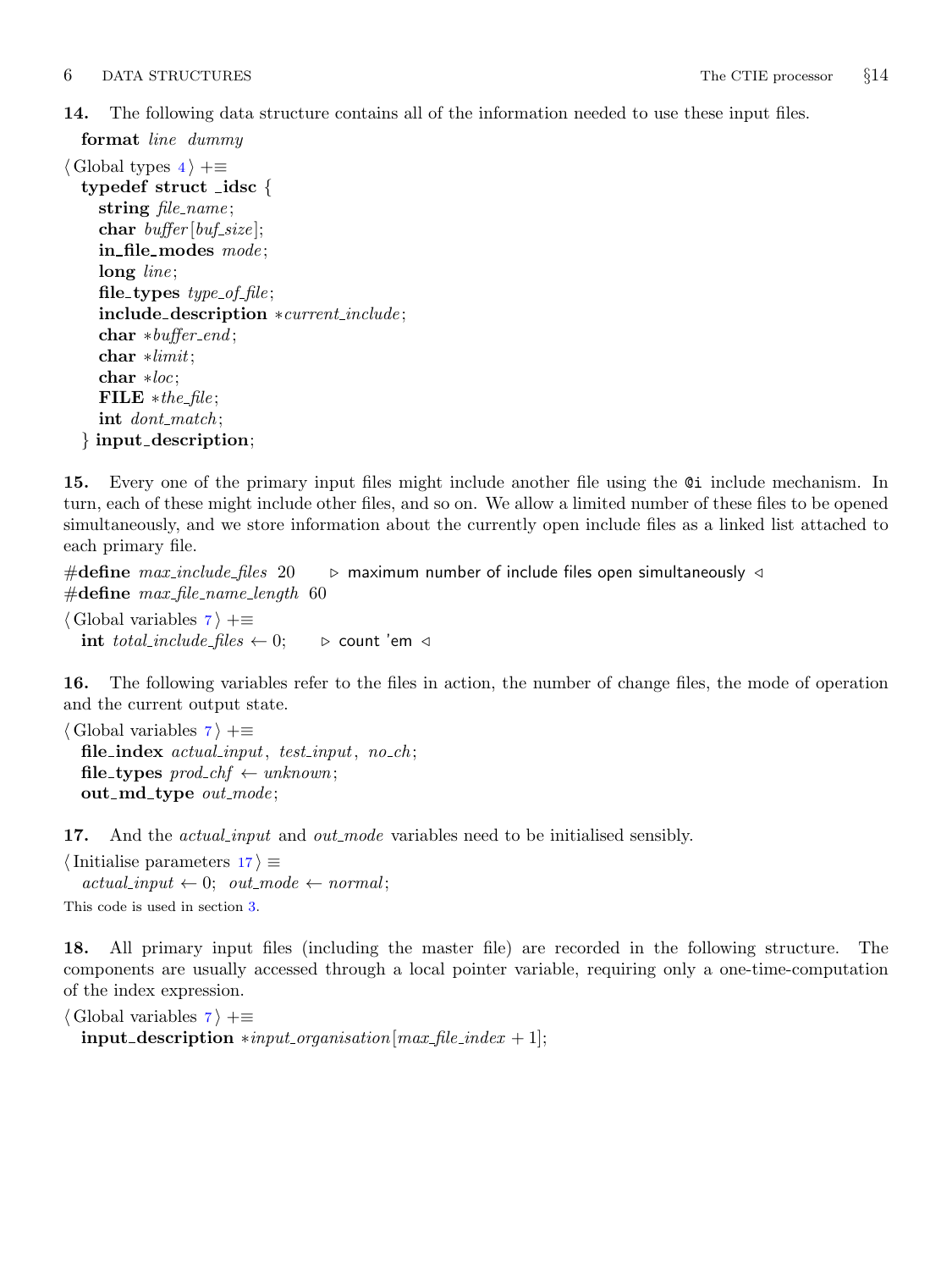**14.** The following data structure contains all of the information needed to use these input files.

**format** *line* *dummy*

⟨ Global types 4 ⟩ +≡

```
typedef struct _idsc {
  string file_name;
  char buffer[buf_size];
  in_file_modes mode;
  long line;
  file_types type_of_file;
  include_description *current_include;
  char *buffer_end;
  char *limit;
  char *loc;
  FILE *the_file;
  int dont_match;
} input_description;
```

**15.** Every one of the primary input files might include another file using the `@i` include mechanism. In turn, each of these might include other files, and so on. We allow a limited number of these files to be opened simultaneously, and we store information about the currently open include files as a linked list attached to each primary file.

```
#define max_include_files 20    ▷ maximum number of include files open simultaneously ◁
#define max_file_name_length 60
```

⟨ Global variables 7 ⟩ +≡

```
int total_include_files ← 0;    ▷ count 'em ◁
```

**16.** The following variables refer to the files in action, the number of change files, the mode of operation and the current output state.

⟨ Global variables 7 ⟩ +≡

```
file_index actual_input, test_input, no_ch;
file_types prod_chf ← unknown;
out_md_type out_mode;
```

**17.** And the *actual_input* and *out_mode* variables need to be initialised sensibly.

⟨ Initialise parameters 17 ⟩ ≡

```
actual_input ← 0; out_mode ← normal;
```

This code is used in section 3.

**18.** All primary input files (including the master file) are recorded in the following structure. The components are usually accessed through a local pointer variable, requiring only a one-time-computation of the index expression.

⟨ Global variables 7 ⟩ +≡

```
input_description *input_organisation[max_file_index + 1];
```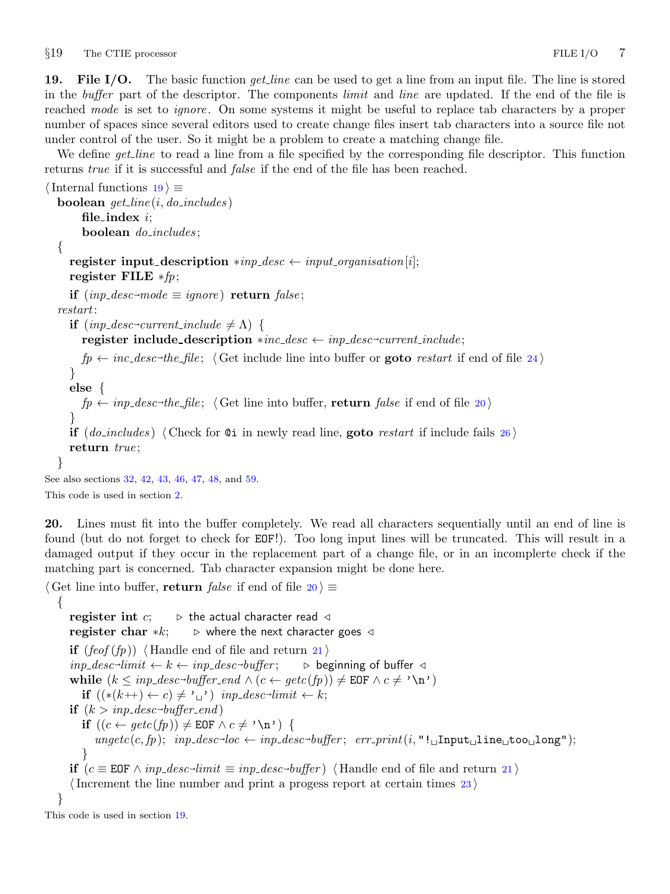**19. File I/O.** The basic function *get_line* can be used to get a line from an input file. The line is stored in the *buffer* part of the descriptor. The components *limit* and *line* are updated. If the end of the file is reached *mode* is set to *ignore*. On some systems it might be useful to replace tab characters by a proper number of spaces since several editors used to create change files insert tab characters into a source file not under control of the user. So it might be a problem to create a matching change file.

We define *get_line* to read a line from a file specified by the corresponding file descriptor. This function returns *true* if it is successful and *false* if the end of the file has been reached.

```
⟨ Internal functions 19 ⟩ ≡
  boolean get_line(i, do_includes)
      file_index i;
      boolean do_includes;
  {
    register input_description *inp_desc ← input_organisation[i];
    register FILE *fp;
    if (inp_desc→mode ≡ ignore) return false;
  restart:
    if (inp_desc→current_include ≠ Λ) {
      register include_description *inc_desc ← inp_desc→current_include;
      fp ← inc_desc→the_file; ⟨ Get include line into buffer or goto restart if end of file 24 ⟩
    }
    else {
      fp ← inp_desc→the_file; ⟨ Get line into buffer, return false if end of file 20 ⟩
    }
    if (do_includes) ⟨ Check for @i in newly read line, goto restart if include fails 26 ⟩
    return true;
  }
```

See also sections 32, 42, 43, 46, 47, 48, and 59.

This code is used in section 2.

**20.** Lines must fit into the buffer completely. We read all characters sequentially until an end of line is found (but do not forget to check for EOF!). Too long input lines will be truncated. This will result in a damaged output if they occur in the replacement part of a change file, or in an incomplerte check if the matching part is concerned. Tab character expansion might be done here.

```
⟨ Get line into buffer, return false if end of file 20 ⟩ ≡
  {
    register int c;    ▷ the actual character read ◁
    register char *k;    ▷ where the next character goes ◁
    if (feof(fp)) ⟨ Handle end of file and return 21 ⟩
    inp_desc→limit ← k ← inp_desc→buffer;    ▷ beginning of buffer ◁
    while (k ≤ inp_desc→buffer_end ∧ (c ← getc(fp)) ≠ EOF ∧ c ≠ '\n')
      if ((*(k++) ← c) ≠ '␣') inp_desc→limit ← k;
    if (k > inp_desc→buffer_end)
      if ((c ← getc(fp)) ≠ EOF ∧ c ≠ '\n') {
        ungetc(c, fp); inp_desc→loc ← inp_desc→buffer; err_print(i, "!␣Input␣line␣too␣long");
      }
    if (c ≡ EOF ∧ inp_desc→limit ≡ inp_desc→buffer) ⟨ Handle end of file and return 21 ⟩
    ⟨ Increment the line number and print a progess report at certain times 23 ⟩
  }
```

This code is used in section 19.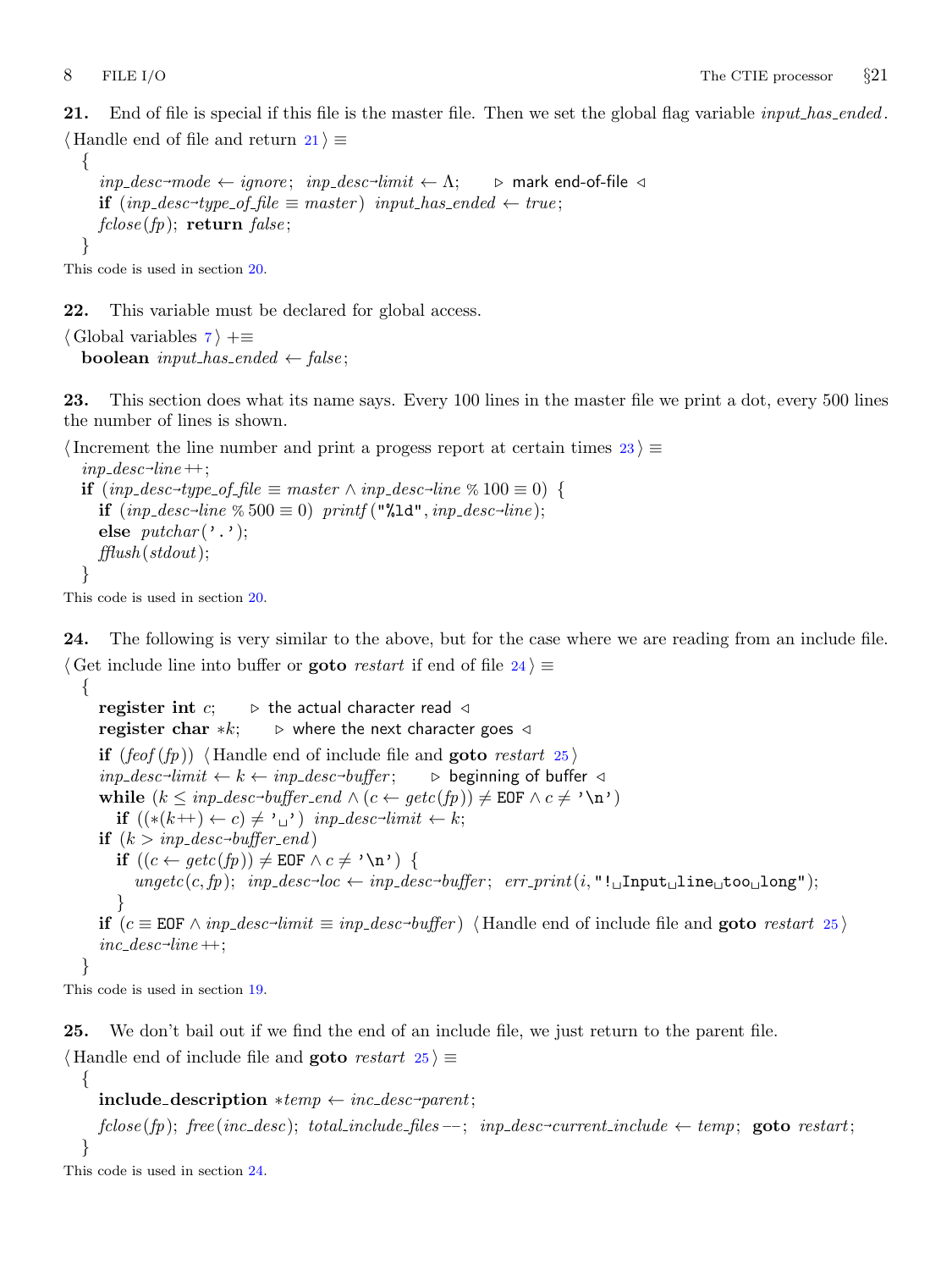**21.** End of file is special if this file is the master file. Then we set the global flag variable *input_has_ended*.

⟨ Handle end of file and return 21 ⟩ ≡

```
{
  inp_desc→mode ← ignore; inp_desc→limit ← Λ;    ▷ mark end-of-file ◁
  if (inp_desc→type_of_file ≡ master) input_has_ended ← true;
  fclose(fp); return false;
}
```

This code is used in section 20.

**22.** This variable must be declared for global access.

⟨ Global variables 7 ⟩ +≡

```
boolean input_has_ended ← false;
```

**23.** This section does what its name says. Every 100 lines in the master file we print a dot, every 500 lines the number of lines is shown.

⟨ Increment the line number and print a progess report at certain times 23 ⟩ ≡

```
inp_desc→line++;
if (inp_desc→type_of_file ≡ master ∧ inp_desc→line % 100 ≡ 0) {
  if (inp_desc→line % 500 ≡ 0) printf("%ld", inp_desc→line);
  else putchar('.');
  fflush(stdout);
}
```

This code is used in section 20.

**24.** The following is very similar to the above, but for the case where we are reading from an include file.

⟨ Get include line into buffer or **goto** *restart* if end of file 24 ⟩ ≡

```
{
  register int c;    ▷ the actual character read ◁
  register char *k;    ▷ where the next character goes ◁
  if (feof(fp)) ⟨ Handle end of include file and goto restart 25 ⟩
  inp_desc→limit ← k ← inp_desc→buffer;    ▷ beginning of buffer ◁
  while (k ≤ inp_desc→buffer_end ∧ (c ← getc(fp)) ≠ EOF ∧ c ≠ '\n')
    if ((*(k++) ← c) ≠ '␣') inp_desc→limit ← k;
  if (k > inp_desc→buffer_end)
    if ((c ← getc(fp)) ≠ EOF ∧ c ≠ '\n') {
      ungetc(c, fp); inp_desc→loc ← inp_desc→buffer; err_print(i, "!␣Input␣line␣too␣long");
    }
  if (c ≡ EOF ∧ inp_desc→limit ≡ inp_desc→buffer) ⟨ Handle end of include file and goto restart 25 ⟩
  inc_desc→line++;
}
```

This code is used in section 19.

**25.** We don't bail out if we find the end of an include file, we just return to the parent file.

⟨ Handle end of include file and **goto** *restart* 25 ⟩ ≡

```
{
  include_description *temp ← inc_desc→parent;
  fclose(fp); free(inc_desc); total_include_files−−; inp_desc→current_include ← temp; goto restart;
}
```

This code is used in section 24.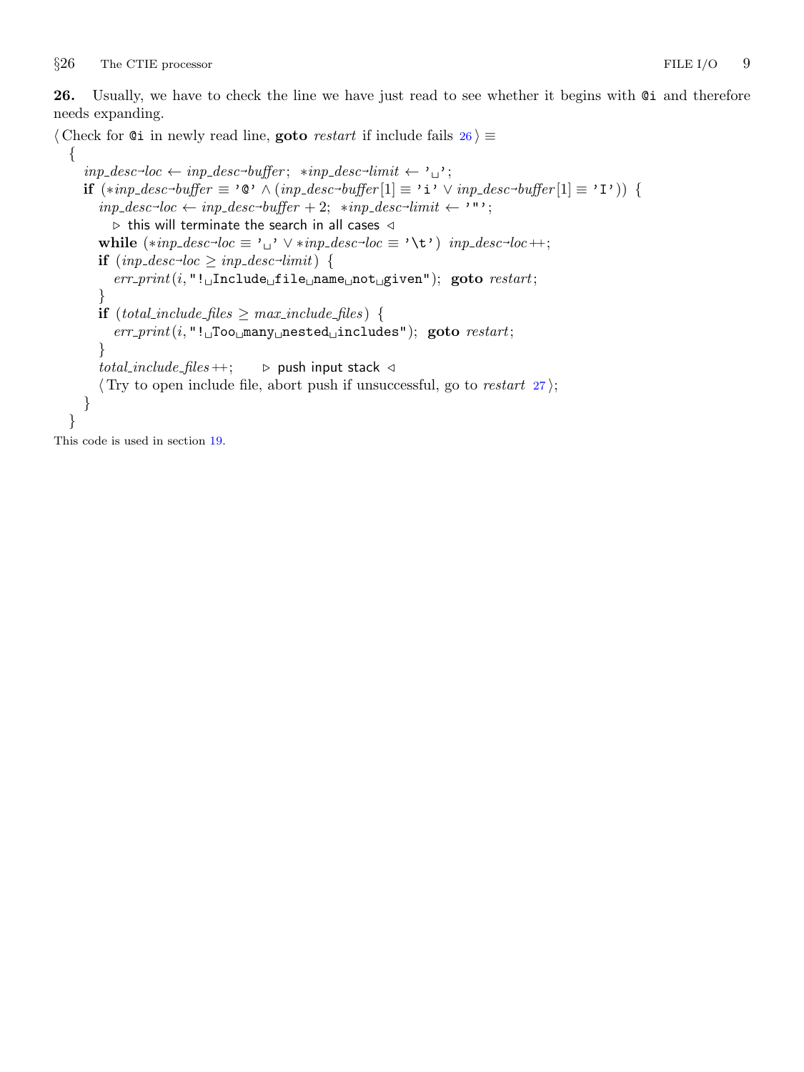**26.** Usually, we have to check the line we have just read to see whether it begins with `@i` and therefore needs expanding.

⟨ Check for `@i` in newly read line, **goto** *restart* if include fails 26 ⟩ ≡

```
{
  inp_desc→loc ← inp_desc→buffer;  *inp_desc→limit ← ' ';
  if (*inp_desc→buffer ≡ '@' ∧ (inp_desc→buffer[1] ≡ 'i' ∨ inp_desc→buffer[1] ≡ 'I')) {
    inp_desc→loc ← inp_desc→buffer + 2;  *inp_desc→limit ← '"';
      ▷ this will terminate the search in all cases ◁
    while (*inp_desc→loc ≡ ' ' ∨ *inp_desc→loc ≡ '\t') inp_desc→loc++;
    if (inp_desc→loc ≥ inp_desc→limit) {
      err_print(i, "! Include file name not given");  goto restart;
    }
    if (total_include_files ≥ max_include_files) {
      err_print(i, "! Too many nested includes");  goto restart;
    }
    total_include_files++;      ▷ push input stack ◁
    ⟨ Try to open include file, abort push if unsuccessful, go to restart 27 ⟩;
  }
}
```

This code is used in section 19.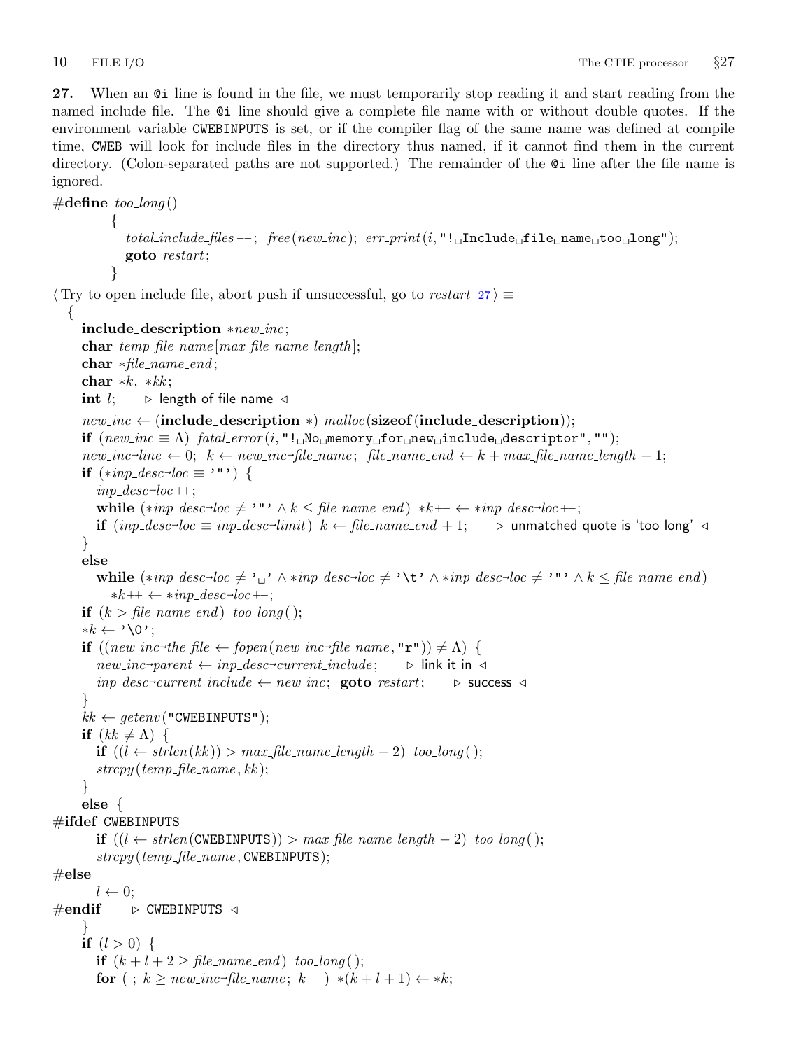**27.** When an `@i` line is found in the file, we must temporarily stop reading it and start reading from the named include file. The `@i` line should give a complete file name with or without double quotes. If the environment variable `CWEBINPUTS` is set, or if the compiler flag of the same name was defined at compile time, `CWEB` will look for include files in the directory thus named, if it cannot find them in the current directory. (Colon-separated paths are not supported.) The remainder of the `@i` line after the file name is ignored.

```
#define too_long()
        {
          total_include_files−−; free(new_inc); err_print(i, "! Include file name too long");
          goto restart;
        }
```

⟨ Try to open include file, abort push if unsuccessful, go to *restart* 27 ⟩ ≡

```
  {
    include_description *new_inc;
    char temp_file_name[max_file_name_length];
    char *file_name_end;
    char *k, *kk;
    int l;      ▷ length of file name ◁
    new_inc ← (include_description *) malloc(sizeof(include_description));
    if (new_inc ≡ Λ) fatal_error(i, "! No memory for new include descriptor", "");
    new_inc→line ← 0; k ← new_inc→file_name; file_name_end ← k + max_file_name_length − 1;
    if (*inp_desc→loc ≡ '"') {
      inp_desc→loc++;
      while (*inp_desc→loc ≠ '"' ∧ k ≤ file_name_end) *k++ ← *inp_desc→loc++;
      if (inp_desc→loc ≡ inp_desc→limit) k ← file_name_end + 1;      ▷ unmatched quote is 'too long' ◁
    }
    else
      while (*inp_desc→loc ≠ '␣' ∧ *inp_desc→loc ≠ '\t' ∧ *inp_desc→loc ≠ '"' ∧ k ≤ file_name_end)
        *k++ ← *inp_desc→loc++;
    if (k > file_name_end) too_long();
    *k ← '\0';
    if ((new_inc→the_file ← fopen(new_inc→file_name, "r")) ≠ Λ) {
      new_inc→parent ← inp_desc→current_include;      ▷ link it in ◁
      inp_desc→current_include ← new_inc; goto restart;      ▷ success ◁
    }
    kk ← getenv("CWEBINPUTS");
    if (kk ≠ Λ) {
      if ((l ← strlen(kk)) > max_file_name_length − 2) too_long();
      strcpy(temp_file_name, kk);
    }
    else {
#ifdef CWEBINPUTS
      if ((l ← strlen(CWEBINPUTS)) > max_file_name_length − 2) too_long();
      strcpy(temp_file_name, CWEBINPUTS);
#else
      l ← 0;
#endif      ▷ CWEBINPUTS ◁
    }
    if (l > 0) {
      if (k + l + 2 ≥ file_name_end) too_long();
      for ( ; k ≥ new_inc→file_name; k−−) *(k + l + 1) ← *k;
```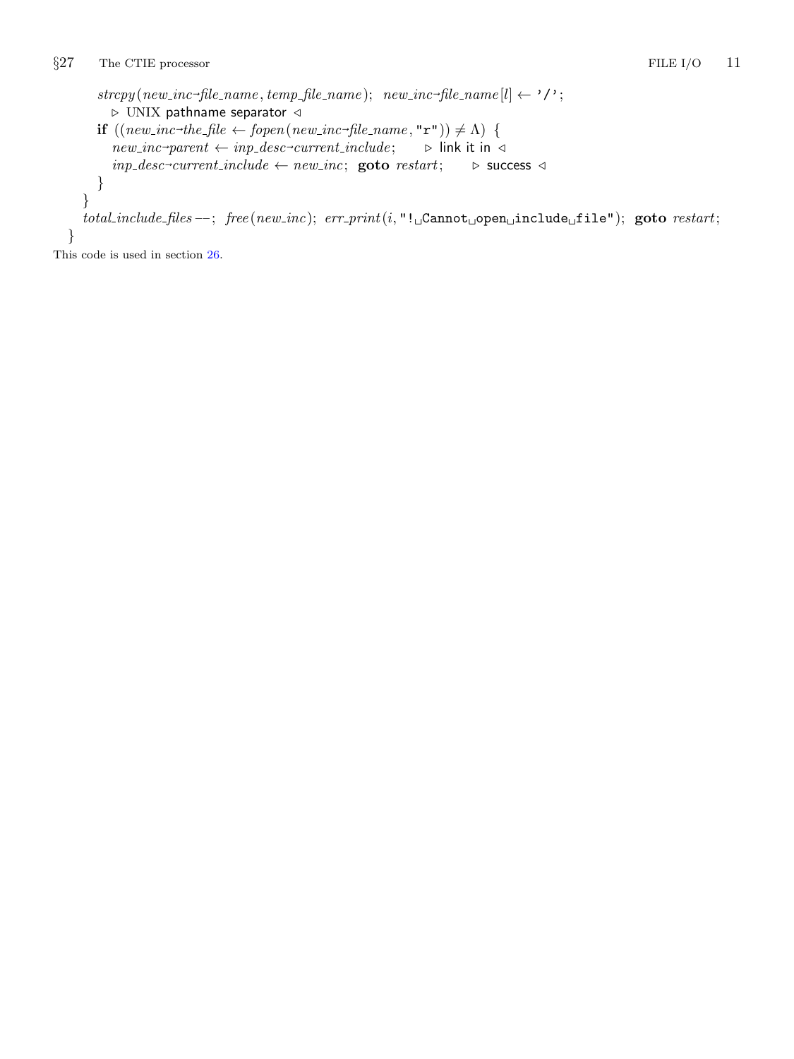```
      strcpy(new_inc→file_name, temp_file_name);  new_inc→file_name[l] ← '/';
          ▷ UNIX pathname separator ◁
      if ((new_inc→the_file ← fopen(new_inc→file_name, "r")) ≠ Λ) {
          new_inc→parent ← inp_desc→current_include;      ▷ link it in ◁
          inp_desc→current_include ← new_inc;  goto restart;      ▷ success ◁
      }
    }
    total_include_files−−;  free(new_inc);  err_print(i, "! Cannot open include file");  goto restart;
  }
```

This code is used in section 26.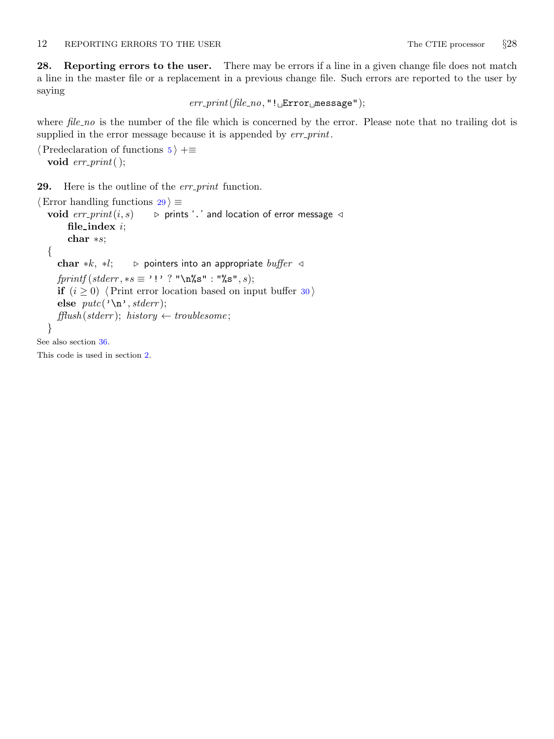**28. Reporting errors to the user.** There may be errors if a line in a given change file does not match a line in the master file or a replacement in a previous change file. Such errors are reported to the user by saying

```
err_print(file_no, "! Error message");
```

where *file_no* is the number of the file which is concerned by the error. Please note that no trailing dot is supplied in the error message because it is appended by *err_print*.

⟨ Predeclaration of functions 5 ⟩ +≡

```
void err_print();
```

**29.** Here is the outline of the *err_print* function.

⟨ Error handling functions 29 ⟩ ≡

```
void err_print(i, s)    /* prints '.' and location of error message */
    file_index i;
    char *s;
{
    char *k, *l;    /* pointers into an appropriate buffer */
    fprintf(stderr, *s ≡ '!' ? "\n%s" : "%s", s);
    if (i ≥ 0) ⟨ Print error location based on input buffer 30 ⟩
    else putc('\n', stderr);
    fflush(stderr); history ← troublesome;
}
```

See also section 36.

This code is used in section 2.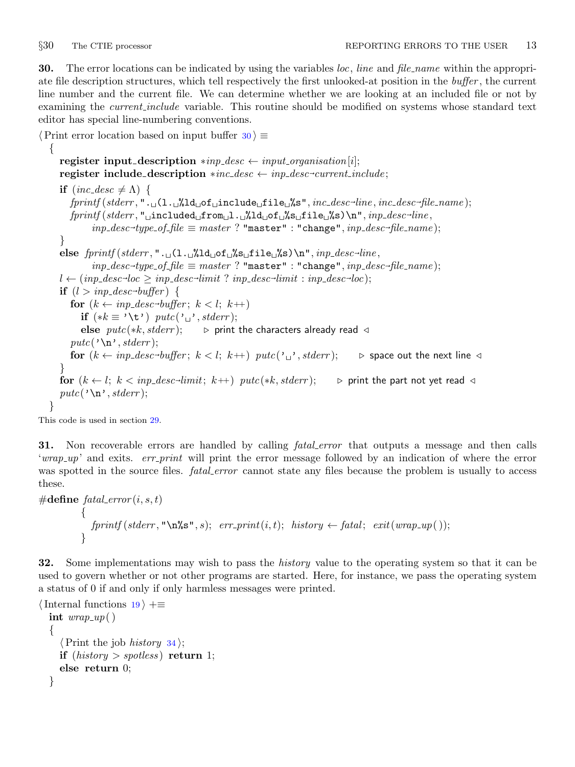**30.** The error locations can be indicated by using the variables *loc*, *line* and *file_name* within the appropriate file description structures, which tell respectively the first unlooked-at position in the *buffer*, the current line number and the current file. We can determine whether we are looking at an included file or not by examining the *current_include* variable. This routine should be modified on systems whose standard text editor has special line-numbering conventions.

⟨ Print error location based on input buffer 30 ⟩ ≡

```
{
  register input_description *inp_desc ← input_organisation[i];
  register include_description *inc_desc ← inp_desc→current_include;
  if (inc_desc ≠ Λ) {
    fprintf(stderr, ". (l. %ld of include file %s", inc_desc→line, inc_desc→file_name);
    fprintf(stderr, " included from l. %ld of %s file %s)\n", inp_desc→line,
        inp_desc→type_of_file ≡ master ? "master" : "change", inp_desc→file_name);
  }
  else fprintf(stderr, ". (l. %ld of %s file %s)\n", inp_desc→line,
        inp_desc→type_of_file ≡ master ? "master" : "change", inp_desc→file_name);
  l ← (inp_desc→loc ≥ inp_desc→limit ? inp_desc→limit : inp_desc→loc);
  if (l > inp_desc→buffer) {
    for (k ← inp_desc→buffer; k < l; k++)
      if (*k ≡ '\t') putc(' ', stderr);
      else putc(*k, stderr);     ▷ print the characters already read ◁
    putc('\n', stderr);
    for (k ← inp_desc→buffer; k < l; k++) putc(' ', stderr);     ▷ space out the next line ◁
  }
  for (k ← l; k < inp_desc→limit; k++) putc(*k, stderr);     ▷ print the part not yet read ◁
  putc('\n', stderr);
}
```

This code is used in section 29.

**31.** Non recoverable errors are handled by calling *fatal_error* that outputs a message and then calls '*wrap_up*' and exits. *err_print* will print the error message followed by an indication of where the error was spotted in the source files. *fatal_error* cannot state any files because the problem is usually to access these.

```
#define fatal_error(i, s, t)
        {
          fprintf(stderr, "\n%s", s); err_print(i, t); history ← fatal; exit(wrap_up());
        }
```

**32.** Some implementations may wish to pass the *history* value to the operating system so that it can be used to govern whether or not other programs are started. Here, for instance, we pass the operating system a status of 0 if and only if only harmless messages were printed.

⟨ Internal functions 19 ⟩ +≡

```
int wrap_up()
{
  ⟨ Print the job history 34 ⟩;
  if (history > spotless) return 1;
  else return 0;
}
```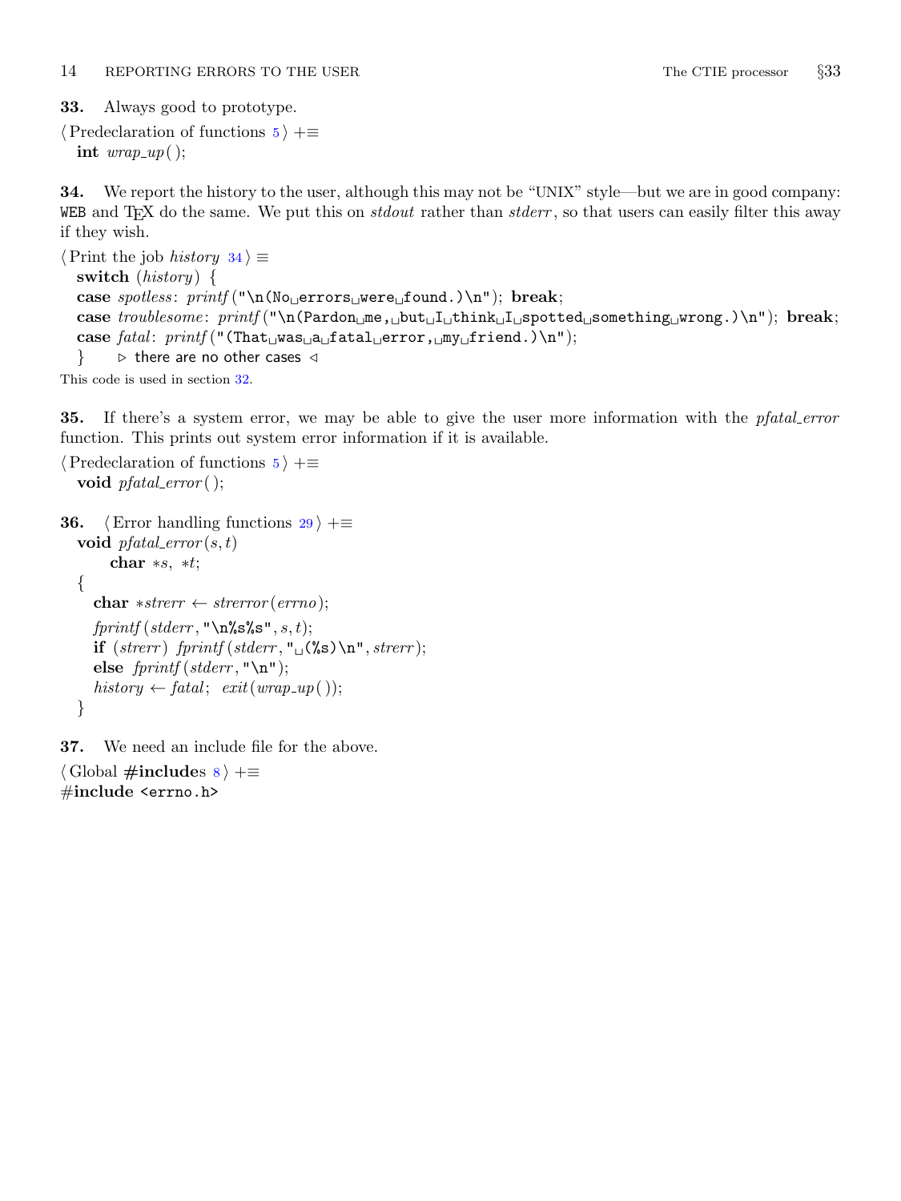**33.** Always good to prototype.

⟨ Predeclaration of functions 5 ⟩ +≡

```
int wrap_up();
```

**34.** We report the history to the user, although this may not be "UNIX" style—but we are in good company: WEB and TeX do the same. We put this on *stdout* rather than *stderr*, so that users can easily filter this away if they wish.

⟨ Print the job *history* 34 ⟩ ≡

```
switch (history) {
case spotless: printf("\n(No errors were found.)\n"); break;
case troublesome: printf("\n(Pardon me, but I think I spotted something wrong.)\n"); break;
case fatal: printf("(That was a fatal error, my friend.)\n");
}  /* there are no other cases */
```

This code is used in section 32.

**35.** If there's a system error, we may be able to give the user more information with the *pfatal_error* function. This prints out system error information if it is available.

⟨ Predeclaration of functions 5 ⟩ +≡

```
void pfatal_error();
```

**36.** ⟨ Error handling functions 29 ⟩ +≡

```
void pfatal_error(s, t)
     char *s, *t;
{
  char *strerr ← strerror(errno);
  fprintf(stderr, "\n%s%s", s, t);
  if (strerr) fprintf(stderr, " (%s)\n", strerr);
  else fprintf(stderr, "\n");
  history ← fatal; exit(wrap_up());
}
```

**37.** We need an include file for the above.

⟨ Global #includes 8 ⟩ +≡

```
#include <errno.h>
```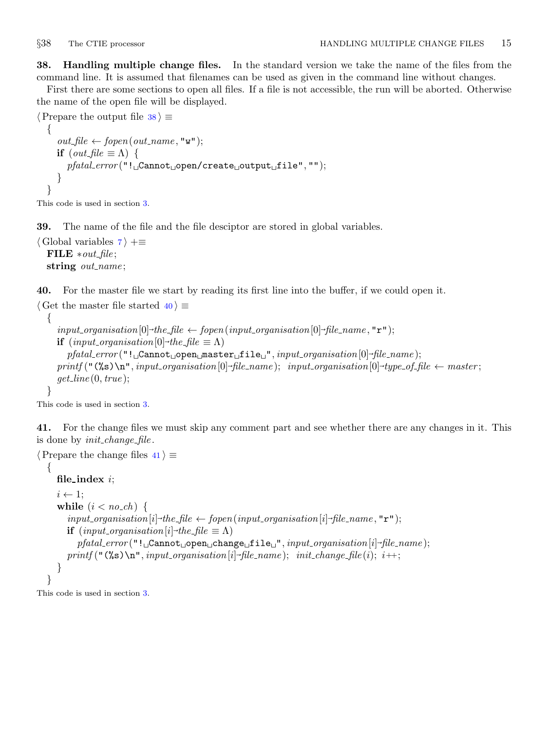**38. Handling multiple change files.** In the standard version we take the name of the files from the command line. It is assumed that filenames can be used as given in the command line without changes.

First there are some sections to open all files. If a file is not accessible, the run will be aborted. Otherwise the name of the open file will be displayed.

⟨ Prepare the output file 38 ⟩ ≡

```
{
  out_file ← fopen(out_name, "w");
  if (out_file ≡ Λ) {
    pfatal_error("!␣Cannot␣open/create␣output␣file", "");
  }
}
```

This code is used in section 3.

**39.** The name of the file and the file desciptor are stored in global variables.

⟨ Global variables 7 ⟩ +≡

```
FILE *out_file;
string out_name;
```

**40.** For the master file we start by reading its first line into the buffer, if we could open it.

⟨ Get the master file started 40 ⟩ ≡

```
{
  input_organisation[0]→the_file ← fopen(input_organisation[0]→file_name, "r");
  if (input_organisation[0]→the_file ≡ Λ)
    pfatal_error("!␣Cannot␣open␣master␣file␣", input_organisation[0]→file_name);
  printf("(%s)\n", input_organisation[0]→file_name);  input_organisation[0]→type_of_file ← master;
  get_line(0, true);
}
```

This code is used in section 3.

**41.** For the change files we must skip any comment part and see whether there are any changes in it. This is done by *init_change_file*.

⟨ Prepare the change files 41 ⟩ ≡

```
{
  file_index i;
  i ← 1;
  while (i < no_ch) {
    input_organisation[i]→the_file ← fopen(input_organisation[i]→file_name, "r");
    if (input_organisation[i]→the_file ≡ Λ)
      pfatal_error("!␣Cannot␣open␣change␣file␣", input_organisation[i]→file_name);
    printf("(%s)\n", input_organisation[i]→file_name);  init_change_file(i);  i++;
  }
}
```

This code is used in section 3.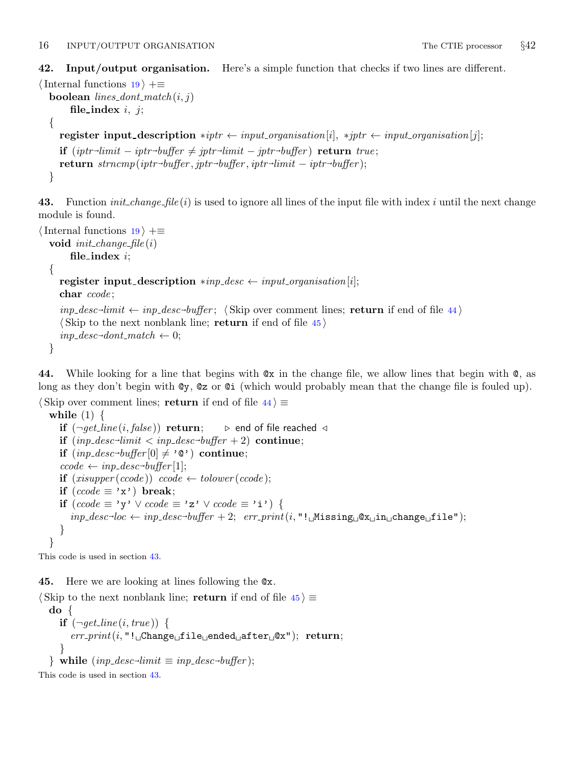**42. Input/output organisation.** Here's a simple function that checks if two lines are different.

```
⟨ Internal functions 19 ⟩ +≡
  boolean lines_dont_match(i, j)
      file_index i, j;
  {
    register input_description *iptr ← input_organisation[i], *jptr ← input_organisation[j];
    if (iptr→limit − iptr→buffer ≠ jptr→limit − jptr→buffer) return true;
    return strncmp(iptr→buffer, jptr→buffer, iptr→limit − iptr→buffer);
  }
```

**43.** Function *init_change_file*($i$) is used to ignore all lines of the input file with index $i$ until the next change module is found.

```
⟨ Internal functions 19 ⟩ +≡
  void init_change_file(i)
      file_index i;
  {
    register input_description *inp_desc ← input_organisation[i];
    char ccode;
    inp_desc→limit ← inp_desc→buffer; ⟨ Skip over comment lines; return if end of file 44 ⟩
    ⟨ Skip to the next nonblank line; return if end of file 45 ⟩
    inp_desc→dont_match ← 0;
  }
```

**44.** While looking for a line that begins with `@x` in the change file, we allow lines that begin with `@`, as long as they don't begin with `@y`, `@z` or `@i` (which would probably mean that the change file is fouled up).

```
⟨ Skip over comment lines; return if end of file 44 ⟩ ≡
  while (1) {
    if (¬get_line(i, false)) return;    ▷ end of file reached ◁
    if (inp_desc→limit < inp_desc→buffer + 2) continue;
    if (inp_desc→buffer[0] ≠ '@') continue;
    ccode ← inp_desc→buffer[1];
    if (xisupper(ccode)) ccode ← tolower(ccode);
    if (ccode ≡ 'x') break;
    if (ccode ≡ 'y' ∨ ccode ≡ 'z' ∨ ccode ≡ 'i') {
      inp_desc→loc ← inp_desc→buffer + 2; err_print(i, "! Missing @x in change file");
    }
  }
```

This code is used in section 43.

**45.** Here we are looking at lines following the `@x`.

```
⟨ Skip to the next nonblank line; return if end of file 45 ⟩ ≡
  do {
    if (¬get_line(i, true)) {
      err_print(i, "! Change file ended after @x"); return;
    }
  } while (inp_desc→limit ≡ inp_desc→buffer);
```

This code is used in section 43.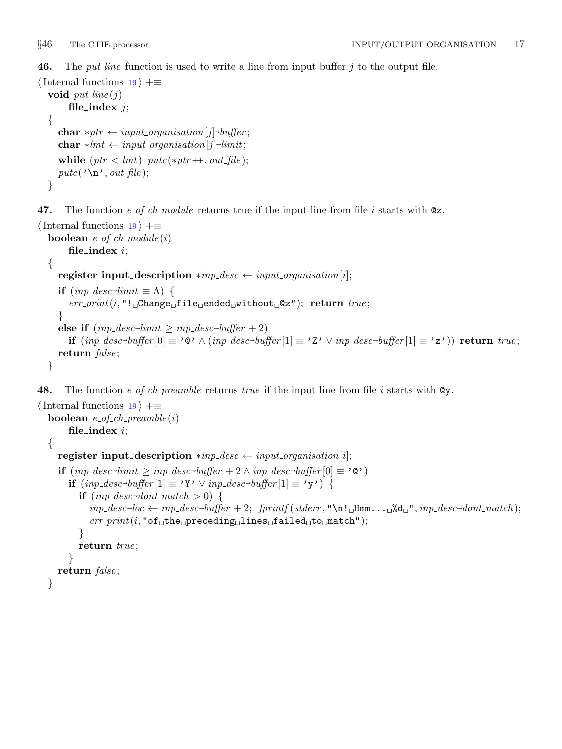**46.** The *put_line* function is used to write a line from input buffer *j* to the output file.

⟨ Internal functions 19 ⟩ +≡

```
void put_line(j)
    file_index j;
{
  char *ptr ← input_organisation[j]→buffer;
  char *lmt ← input_organisation[j]→limit;
  while (ptr < lmt) putc(*ptr++, out_file);
  putc('\n', out_file);
}
```

**47.** The function *e_of_ch_module* returns true if the input line from file *i* starts with `@z`.

⟨ Internal functions 19 ⟩ +≡

```
boolean e_of_ch_module(i)
    file_index i;
{
  register input_description *inp_desc ← input_organisation[i];
  if (inp_desc→limit ≡ Λ) {
    err_print(i, "!␣Change␣file␣ended␣without␣@z"); return true;
  }
  else if (inp_desc→limit ≥ inp_desc→buffer + 2)
    if (inp_desc→buffer[0] ≡ '@' ∧ (inp_desc→buffer[1] ≡ 'Z' ∨ inp_desc→buffer[1] ≡ 'z')) return true;
  return false;
}
```

**48.** The function *e_of_ch_preamble* returns *true* if the input line from file *i* starts with `@y`.

⟨ Internal functions 19 ⟩ +≡

```
boolean e_of_ch_preamble(i)
    file_index i;
{
  register input_description *inp_desc ← input_organisation[i];
  if (inp_desc→limit ≥ inp_desc→buffer + 2 ∧ inp_desc→buffer[0] ≡ '@')
    if (inp_desc→buffer[1] ≡ 'Y' ∨ inp_desc→buffer[1] ≡ 'y') {
      if (inp_desc→dont_match > 0) {
        inp_desc→loc ← inp_desc→buffer + 2; fprintf(stderr, "\n!␣Hmm...␣%d␣", inp_desc→dont_match);
        err_print(i, "of␣the␣preceding␣lines␣failed␣to␣match");
      }
      return true;
    }
  return false;
}
```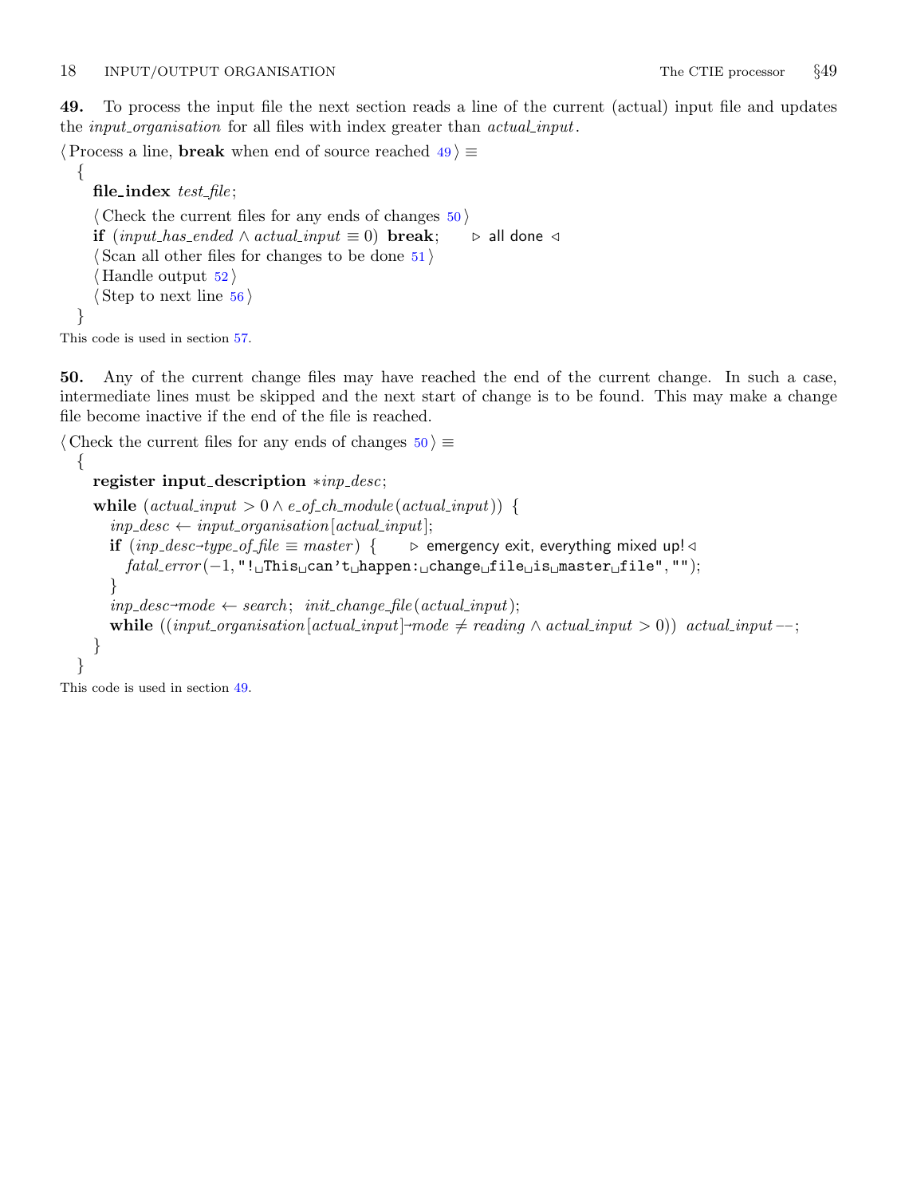**49.** To process the input file the next section reads a line of the current (actual) input file and updates the *input_organisation* for all files with index greater than *actual_input*.

```
⟨ Process a line, break when end of source reached 49 ⟩ ≡
  {
    file_index test_file;
    ⟨ Check the current files for any ends of changes 50 ⟩
    if (input_has_ended ∧ actual_input ≡ 0) break;    ▷ all done ◁
    ⟨ Scan all other files for changes to be done 51 ⟩
    ⟨ Handle output 52 ⟩
    ⟨ Step to next line 56 ⟩
  }
```

This code is used in section 57.

**50.** Any of the current change files may have reached the end of the current change. In such a case, intermediate lines must be skipped and the next start of change is to be found. This may make a change file become inactive if the end of the file is reached.

```
⟨ Check the current files for any ends of changes 50 ⟩ ≡
  {
    register input_description *inp_desc;
    while (actual_input > 0 ∧ e_of_ch_module(actual_input)) {
      inp_desc ← input_organisation[actual_input];
      if (inp_desc→type_of_file ≡ master) {    ▷ emergency exit, everything mixed up! ◁
        fatal_error(−1, "! This can't happen: change file is master file", "");
      }
      inp_desc→mode ← search; init_change_file(actual_input);
      while ((input_organisation[actual_input]→mode ≠ reading ∧ actual_input > 0)) actual_input −−;
    }
  }
```

This code is used in section 49.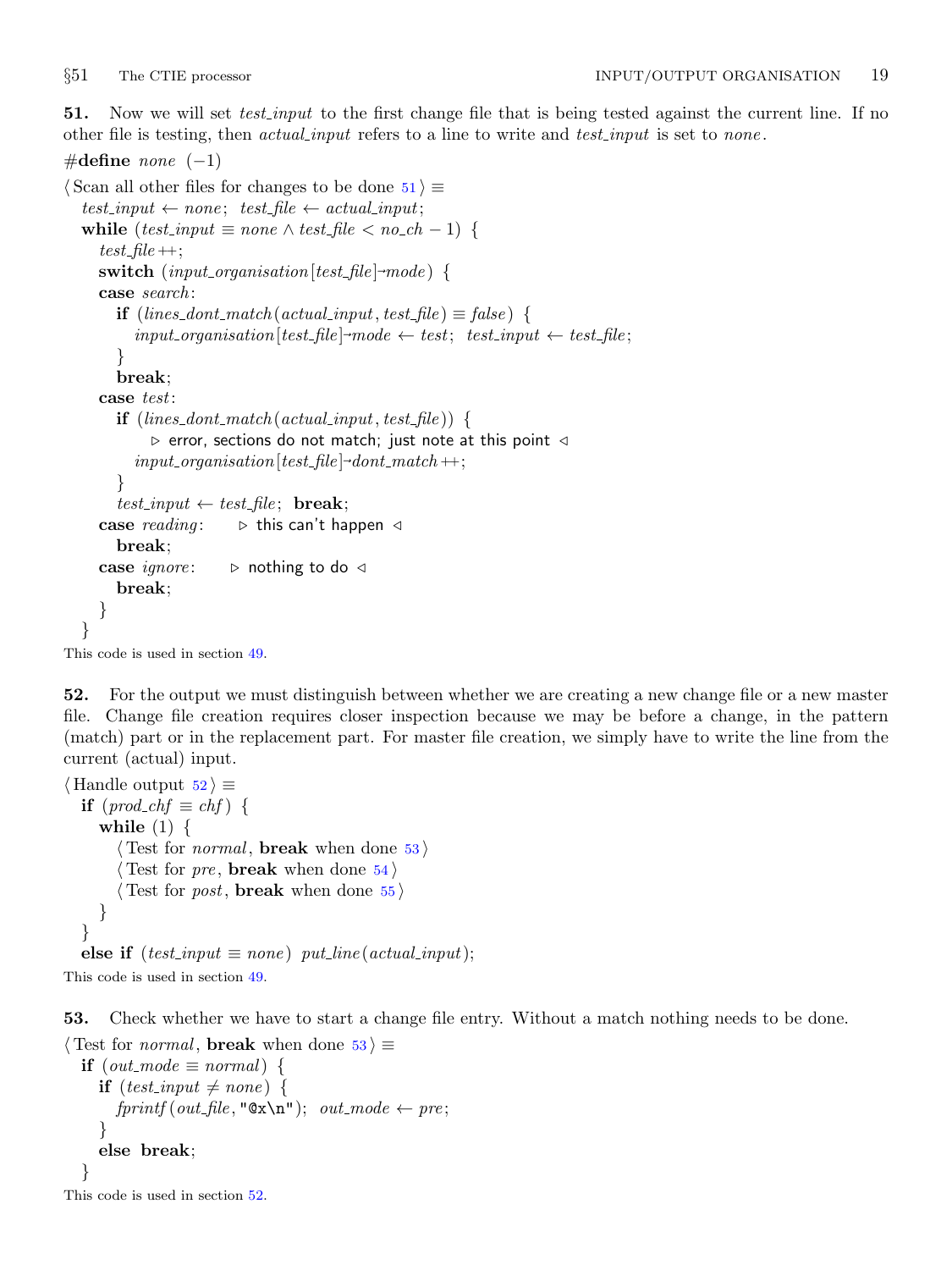**51.** Now we will set *test_input* to the first change file that is being tested against the current line. If no other file is testing, then *actual_input* refers to a line to write and *test_input* is set to *none*.

```
#define none (−1)

⟨ Scan all other files for changes to be done 51 ⟩ ≡
  test_input ← none;  test_file ← actual_input;
  while (test_input ≡ none ∧ test_file < no_ch − 1) {
    test_file++;
    switch (input_organisation[test_file]→mode) {
    case search:
      if (lines_dont_match(actual_input, test_file) ≡ false) {
        input_organisation[test_file]→mode ← test;  test_input ← test_file;
      }
      break;
    case test:
      if (lines_dont_match(actual_input, test_file)) {
          ▷ error, sections do not match; just note at this point ◁
        input_organisation[test_file]→dont_match++;
      }
      test_input ← test_file;  break;
    case reading:    ▷ this can't happen ◁
      break;
    case ignore:    ▷ nothing to do ◁
      break;
    }
  }
```

This code is used in section 49.

**52.** For the output we must distinguish between whether we are creating a new change file or a new master file. Change file creation requires closer inspection because we may be before a change, in the pattern (match) part or in the replacement part. For master file creation, we simply have to write the line from the current (actual) input.

```
⟨ Handle output 52 ⟩ ≡
  if (prod_chf ≡ chf) {
    while (1) {
      ⟨ Test for normal, break when done 53 ⟩
      ⟨ Test for pre, break when done 54 ⟩
      ⟨ Test for post, break when done 55 ⟩
    }
  }
  else if (test_input ≡ none) put_line(actual_input);
```

This code is used in section 49.

**53.** Check whether we have to start a change file entry. Without a match nothing needs to be done.

```
⟨ Test for normal, break when done 53 ⟩ ≡
  if (out_mode ≡ normal) {
    if (test_input ≠ none) {
      fprintf(out_file, "@x\n");  out_mode ← pre;
    }
    else break;
  }
```

This code is used in section 52.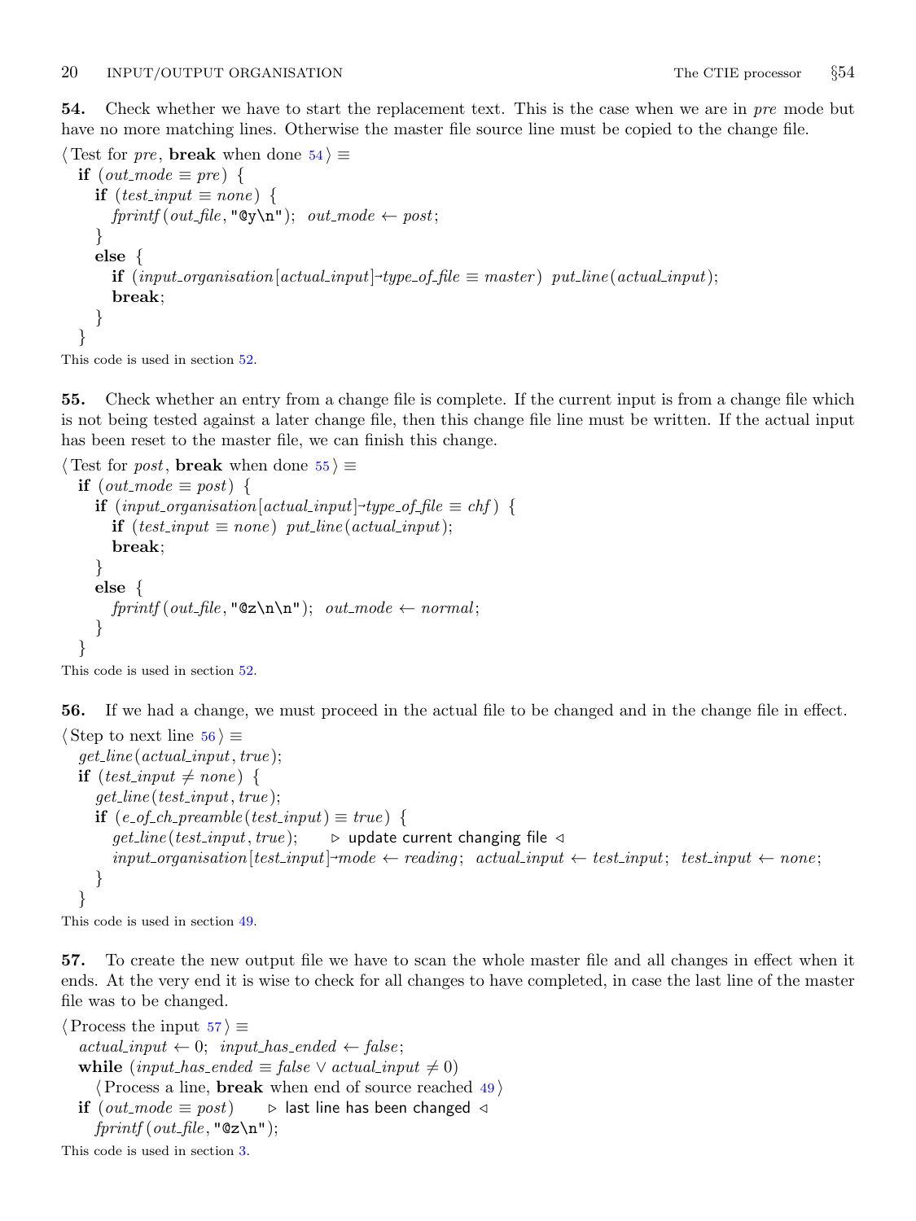**54.** Check whether we have to start the replacement text. This is the case when we are in *pre* mode but have no more matching lines. Otherwise the master file source line must be copied to the change file.

⟨ Test for *pre*, **break** when done 54 ⟩ ≡

```
if (out_mode ≡ pre) {
   if (test_input ≡ none) {
      fprintf(out_file, "@y\n");  out_mode ← post;
   }
   else {
      if (input_organisation[actual_input]→type_of_file ≡ master) put_line(actual_input);
      break;
   }
}
```

This code is used in section 52.

**55.** Check whether an entry from a change file is complete. If the current input is from a change file which is not being tested against a later change file, then this change file line must be written. If the actual input has been reset to the master file, we can finish this change.

⟨ Test for *post*, **break** when done 55 ⟩ ≡

```
if (out_mode ≡ post) {
   if (input_organisation[actual_input]→type_of_file ≡ chf) {
      if (test_input ≡ none) put_line(actual_input);
      break;
   }
   else {
      fprintf(out_file, "@z\n\n");  out_mode ← normal;
   }
}
```

This code is used in section 52.

**56.** If we had a change, we must proceed in the actual file to be changed and in the change file in effect.

⟨ Step to next line 56 ⟩ ≡

```
get_line(actual_input, true);
if (test_input ≠ none) {
   get_line(test_input, true);
   if (e_of_ch_preamble(test_input) ≡ true) {
      get_line(test_input, true);     ▷ update current changing file ◁
      input_organisation[test_input]→mode ← reading;  actual_input ← test_input;  test_input ← none;
   }
}
```

This code is used in section 49.

**57.** To create the new output file we have to scan the whole master file and all changes in effect when it ends. At the very end it is wise to check for all changes to have completed, in case the last line of the master file was to be changed.

⟨ Process the input 57 ⟩ ≡

```
actual_input ← 0;  input_has_ended ← false;
while (input_has_ended ≡ false ∨ actual_input ≠ 0)
   ⟨ Process a line, break when end of source reached 49 ⟩
if (out_mode ≡ post)     ▷ last line has been changed ◁
   fprintf(out_file, "@z\n");
```

This code is used in section 3.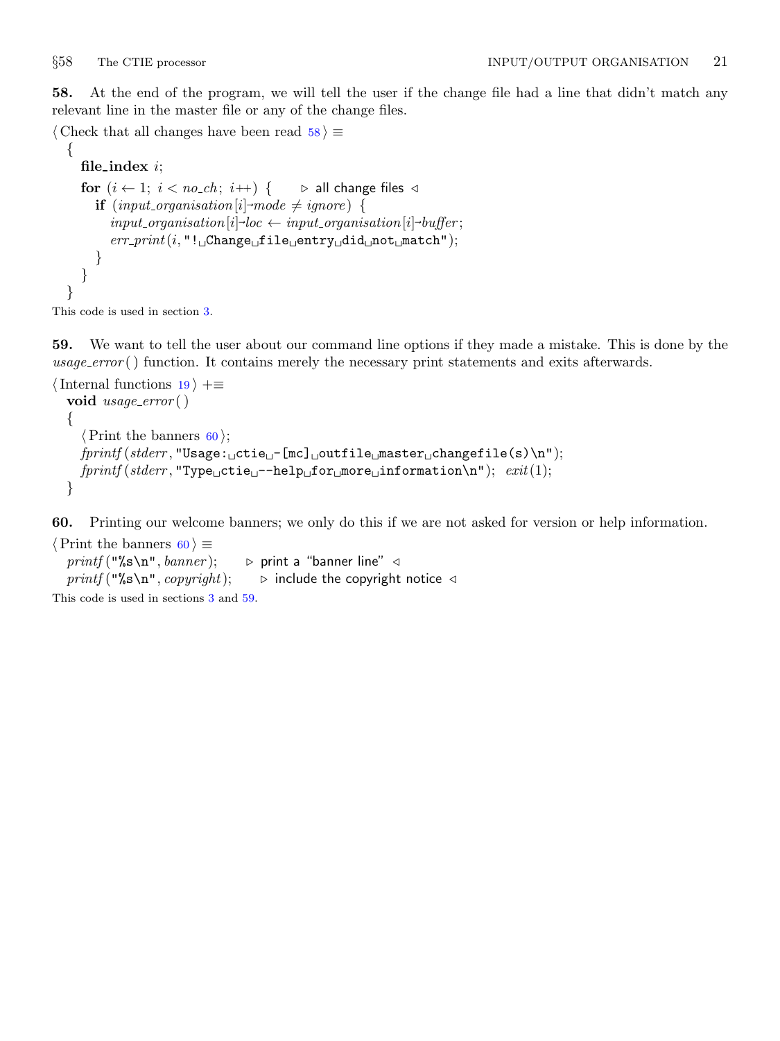**58.** At the end of the program, we will tell the user if the change file had a line that didn't match any relevant line in the master file or any of the change files.

⟨ Check that all changes have been read 58 ⟩ ≡

```
{
  file_index i;
  for (i ← 1; i < no_ch; i++) {    ▷ all change files ◁
    if (input_organisation[i]→mode ≠ ignore) {
      input_organisation[i]→loc ← input_organisation[i]→buffer;
      err_print(i, "! Change file entry did not match");
    }
  }
}
```

This code is used in section 3.

**59.** We want to tell the user about our command line options if they made a mistake. This is done by the *usage_error*( ) function. It contains merely the necessary print statements and exits afterwards.

⟨ Internal functions 19 ⟩ +≡

```
void usage_error()
{
  ⟨ Print the banners 60 ⟩;
  fprintf(stderr, "Usage: ctie -[mc] outfile master changefile(s)\n");
  fprintf(stderr, "Type ctie --help for more information\n");  exit(1);
}
```

**60.** Printing our welcome banners; we only do this if we are not asked for version or help information.

⟨ Print the banners 60 ⟩ ≡

```
printf("%s\n", banner);    ▷ print a "banner line" ◁
printf("%s\n", copyright);    ▷ include the copyright notice ◁
```

This code is used in sections 3 and 59.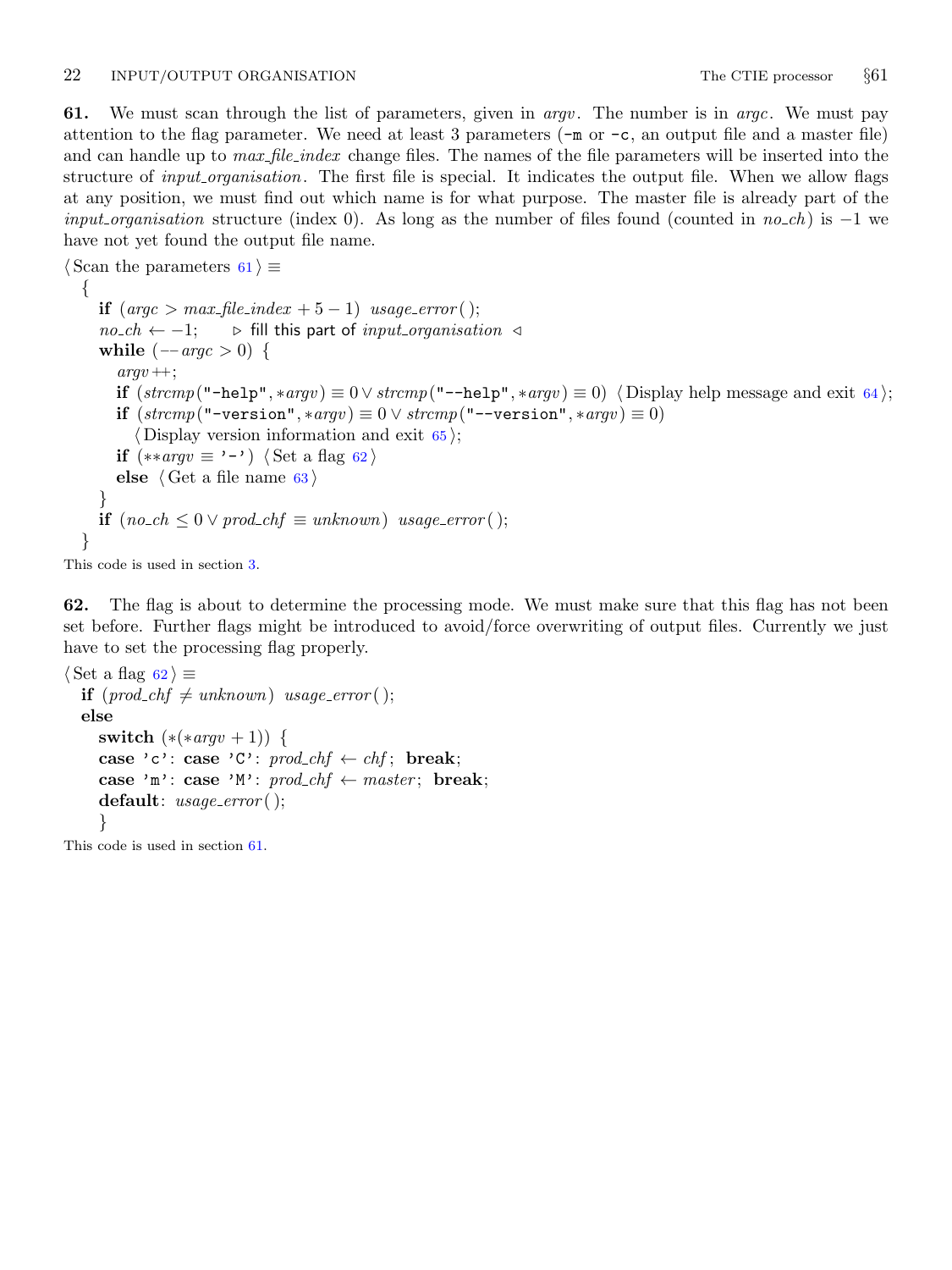**61.** We must scan through the list of parameters, given in *argv*. The number is in *argc*. We must pay attention to the flag parameter. We need at least 3 parameters (`-m` or `-c`, an output file and a master file) and can handle up to *max_file_index* change files. The names of the file parameters will be inserted into the structure of *input_organisation*. The first file is special. It indicates the output file. When we allow flags at any position, we must find out which name is for what purpose. The master file is already part of the *input_organisation* structure (index 0). As long as the number of files found (counted in *no_ch*) is −1 we have not yet found the output file name.

```
⟨Scan the parameters 61⟩ ≡
  {
    if (argc > max_file_index + 5 − 1) usage_error();
    no_ch ← −1;    ▷ fill this part of input_organisation ◁
    while (−− argc > 0) {
      argv++;
      if (strcmp("-help", *argv) ≡ 0 ∨ strcmp("--help", *argv) ≡ 0) ⟨Display help message and exit 64⟩;
      if (strcmp("-version", *argv) ≡ 0 ∨ strcmp("--version", *argv) ≡ 0)
        ⟨Display version information and exit 65⟩;
      if (**argv ≡ '-') ⟨Set a flag 62⟩
      else ⟨Get a file name 63⟩
    }
    if (no_ch ≤ 0 ∨ prod_chf ≡ unknown) usage_error();
  }
```

This code is used in section 3.

**62.** The flag is about to determine the processing mode. We must make sure that this flag has not been set before. Further flags might be introduced to avoid/force overwriting of output files. Currently we just have to set the processing flag properly.

```
⟨Set a flag 62⟩ ≡
  if (prod_chf ≠ unknown) usage_error();
  else
    switch (*(*argv + 1)) {
    case 'c': case 'C': prod_chf ← chf; break;
    case 'm': case 'M': prod_chf ← master; break;
    default: usage_error();
    }
```

This code is used in section 61.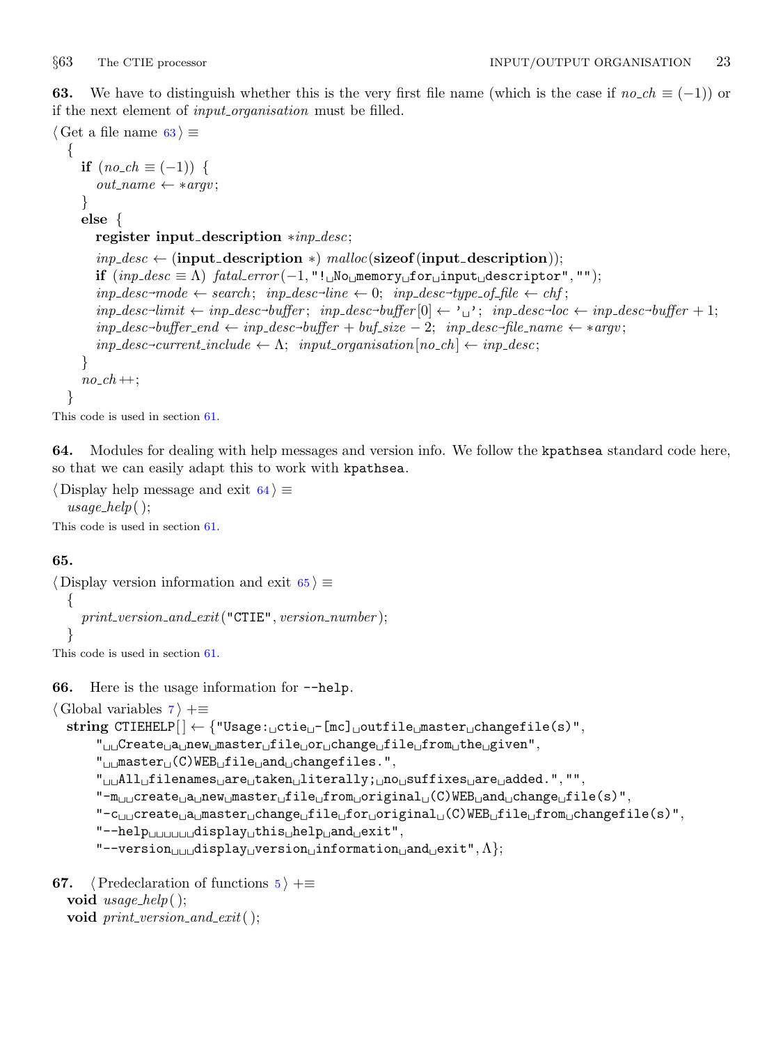**63.** We have to distinguish whether this is the very first file name (which is the case if *no_ch* ≡ (−1)) or if the next element of *input_organisation* must be filled.

⟨ Get a file name 63 ⟩ ≡

```
{
  if (no_ch ≡ (−1)) {
    out_name ← ∗argv;
  }
  else {
    register input_description ∗inp_desc;
    inp_desc ← (input_description ∗) malloc(sizeof(input_description));
    if (inp_desc ≡ Λ) fatal_error(−1, "! No memory for input descriptor", "");
    inp_desc→mode ← search; inp_desc→line ← 0; inp_desc→type_of_file ← chf;
    inp_desc→limit ← inp_desc→buffer; inp_desc→buffer[0] ← ' '; inp_desc→loc ← inp_desc→buffer + 1;
    inp_desc→buffer_end ← inp_desc→buffer + buf_size − 2; inp_desc→file_name ← ∗argv;
    inp_desc→current_include ← Λ; input_organisation[no_ch] ← inp_desc;
  }
  no_ch++;
}
```

This code is used in section 61.

**64.** Modules for dealing with help messages and version info. We follow the `kpathsea` standard code here, so that we can easily adapt this to work with `kpathsea`.

⟨ Display help message and exit 64 ⟩ ≡

```
usage_help();
```

This code is used in section 61.

**65.**

⟨ Display version information and exit 65 ⟩ ≡

```
{
  print_version_and_exit("CTIE", version_number);
}
```

This code is used in section 61.

**66.** Here is the usage information for `--help`.

⟨ Global variables 7 ⟩ +≡

```
string CTIEHELP[] ← {"Usage: ctie -[mc] outfile master changefile(s)",
    "  Create a new master file or change file from the given",
    "  master (C)WEB file and changefiles.",
    "  All filenames are taken literally; no suffixes are added.", "",
    "-m  create a new master file from original (C)WEB and change file(s)",
    "-c  create a master change file for original (C)WEB file from changefile(s)",
    "--help      display this help and exit",
    "--version   display version information and exit", Λ};
```

**67.** ⟨ Predeclaration of functions 5 ⟩ +≡

```
void usage_help();
void print_version_and_exit();
```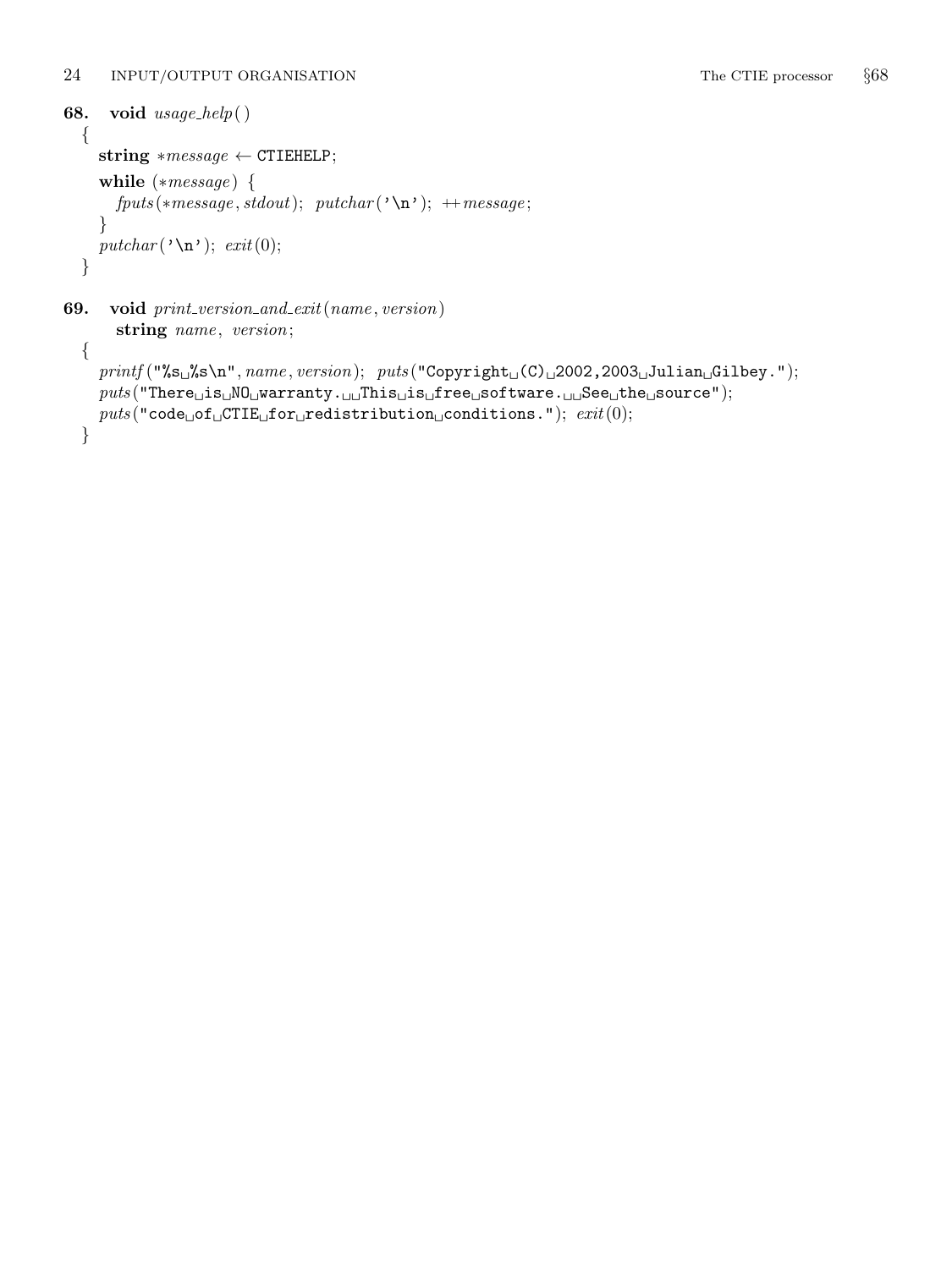**68.** **void** *usage_help*( )

```
{
  string *message ← CTIEHELP;
  while (*message) {
    fputs(*message, stdout); putchar('\n'); ++message;
  }
  putchar('\n'); exit(0);
}
```

**69.** **void** *print_version_and_exit*(*name*, *version*)
**string** *name*, *version*;

```
{
  printf("%s %s\n", name, version); puts("Copyright (C) 2002,2003 Julian Gilbey.");
  puts("There is NO warranty.  This is free software.  See the source");
  puts("code of CTIE for redistribution conditions."); exit(0);
}
```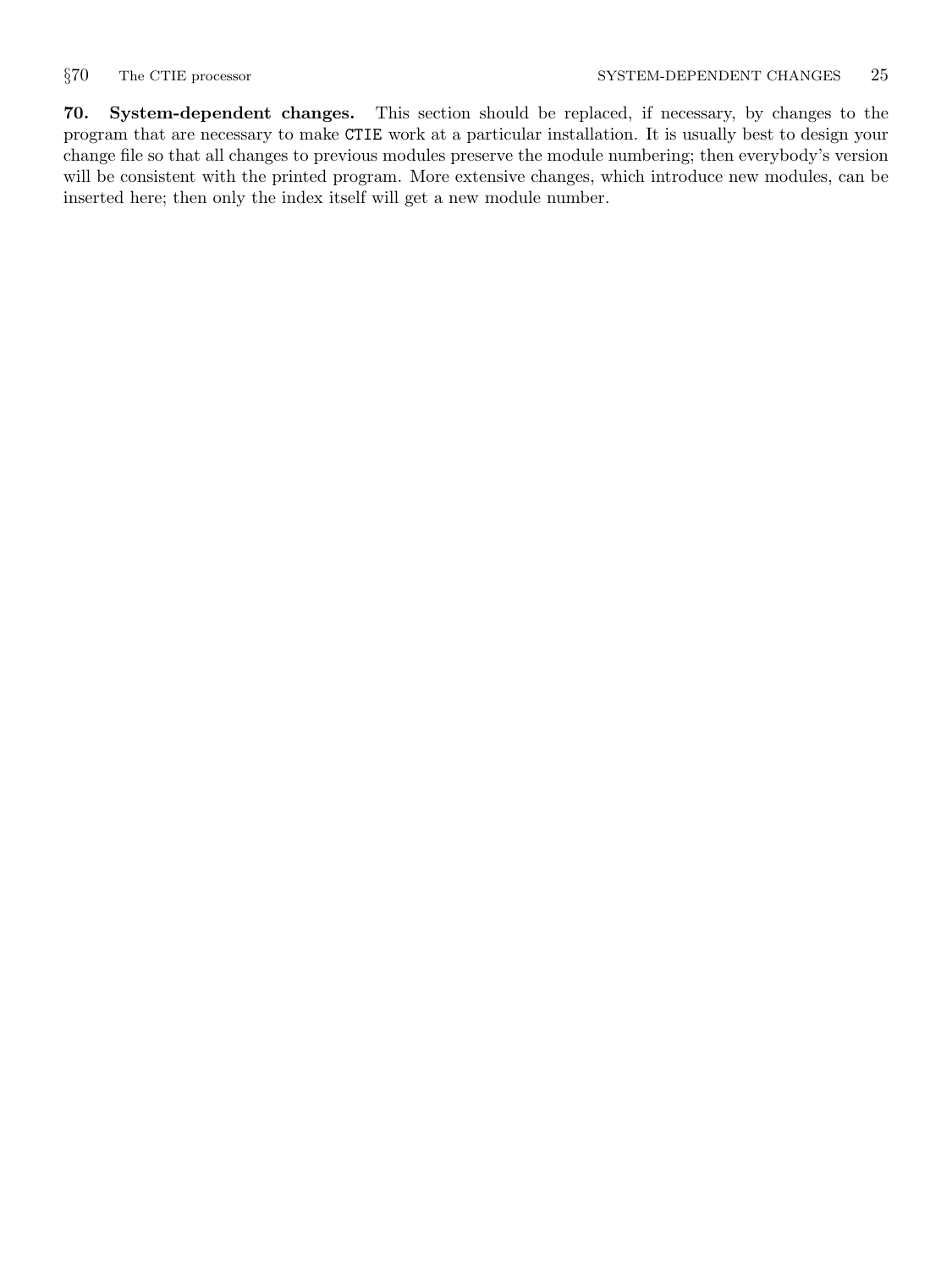**70. System-dependent changes.** This section should be replaced, if necessary, by changes to the program that are necessary to make `CTIE` work at a particular installation. It is usually best to design your change file so that all changes to previous modules preserve the module numbering; then everybody's version will be consistent with the printed program. More extensive changes, which introduce new modules, can be inserted here; then only the index itself will get a new module number.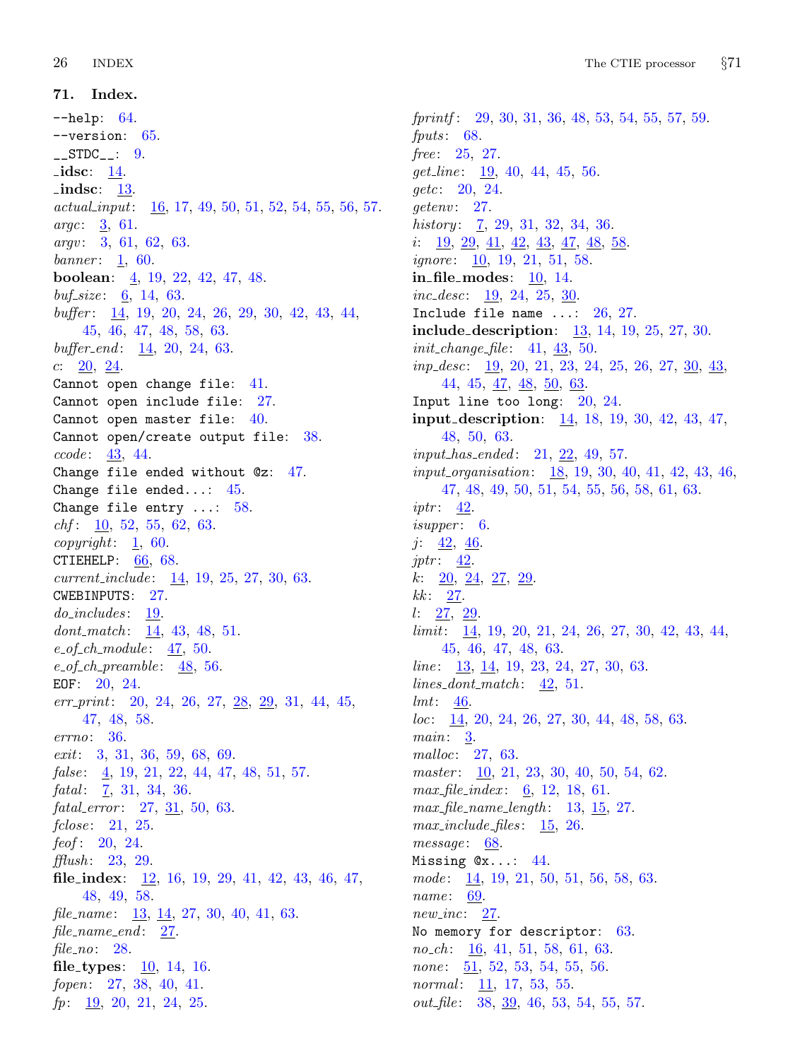## 71. Index.

`--help`: 64.
`--version`: 65.
`__STDC__`: 9.
**_idsc**: 14.
**_indsc**: 13.
*actual_input*: 16, 17, 49, 50, 51, 52, 54, 55, 56, 57.
*argc*: 3, 61.
*argv*: 3, 61, 62, 63.
*banner*: 1, 60.
**boolean**: 4, 19, 22, 42, 47, 48.
*buf_size*: 6, 14, 63.
*buffer*: 14, 19, 20, 24, 26, 29, 30, 42, 43, 44, 45, 46, 47, 48, 58, 63.
*buffer_end*: 14, 20, 24, 63.
*c*: 20, 24.
`Cannot open change file`: 41.
`Cannot open include file`: 27.
`Cannot open master file`: 40.
`Cannot open/create output file`: 38.
*ccode*: 43, 44.
`Change file ended without @z`: 47.
`Change file ended...`: 45.
`Change file entry ...`: 58.
*chf*: 10, 52, 55, 62, 63.
*copyright*: 1, 60.
`CTIEHELP`: 66, 68.
*current_include*: 14, 19, 25, 27, 30, 63.
`CWEBINPUTS`: 27.
*do_includes*: 19.
*dont_match*: 14, 43, 48, 51.
*e_of_ch_module*: 47, 50.
*e_of_ch_preamble*: 48, 56.
`EOF`: 20, 24.
*err_print*: 20, 24, 26, 27, 28, 29, 31, 44, 45, 47, 48, 58.
*errno*: 36.
*exit*: 3, 31, 36, 59, 68, 69.
*false*: 4, 19, 21, 22, 44, 47, 48, 51, 57.
*fatal*: 7, 31, 34, 36.
*fatal_error*: 27, 31, 50, 63.
*fclose*: 21, 25.
*feof*: 20, 24.
*fflush*: 23, 29.
**file_index**: 12, 16, 19, 29, 41, 42, 43, 46, 47, 48, 49, 58.
*file_name*: 13, 14, 27, 30, 40, 41, 63.
*file_name_end*: 27.
*file_no*: 28.
**file_types**: 10, 14, 16.
*fopen*: 27, 38, 40, 41.
*fp*: 19, 20, 21, 24, 25.
*fprintf*: 29, 30, 31, 36, 48, 53, 54, 55, 57, 59.
*fputs*: 68.
*free*: 25, 27.
*get_line*: 19, 40, 44, 45, 56.
*getc*: 20, 24.
*getenv*: 27.
*history*: 7, 29, 31, 32, 34, 36.
*i*: 19, 29, 41, 42, 43, 47, 48, 58.
*ignore*: 10, 19, 21, 51, 58.
**in_file_modes**: 10, 14.
*inc_desc*: 19, 24, 25, 30.
`Include file name ...`: 26, 27.
**include_description**: 13, 14, 19, 25, 27, 30.
*init_change_file*: 41, 43, 50.
*inp_desc*: 19, 20, 21, 23, 24, 25, 26, 27, 30, 43, 44, 45, 47, 48, 50, 63.
`Input line too long`: 20, 24.
**input_description**: 14, 18, 19, 30, 42, 43, 47, 48, 50, 63.
*input_has_ended*: 21, 22, 49, 57.
*input_organisation*: 18, 19, 30, 40, 41, 42, 43, 46, 47, 48, 49, 50, 51, 54, 55, 56, 58, 61, 63.
*iptr*: 42.
*isupper*: 6.
*j*: 42, 46.
*jptr*: 42.
*k*: 20, 24, 27, 29.
*kk*: 27.
*l*: 27, 29.
*limit*: 14, 19, 20, 21, 24, 26, 27, 30, 42, 43, 44, 45, 46, 47, 48, 63.
*line*: 13, 14, 19, 23, 24, 27, 30, 63.
*lines_dont_match*: 42, 51.
*lmt*: 46.
*loc*: 14, 20, 24, 26, 27, 30, 44, 48, 58, 63.
*main*: 3.
*malloc*: 27, 63.
*master*: 10, 21, 23, 30, 40, 50, 54, 62.
*max_file_index*: 6, 12, 18, 61.
*max_file_name_length*: 13, 15, 27.
*max_include_files*: 15, 26.
*message*: 68.
`Missing @x...`: 44.
*mode*: 14, 19, 21, 50, 51, 56, 58, 63.
*name*: 69.
*new_inc*: 27.
`No memory for descriptor`: 63.
*no_ch*: 16, 41, 51, 58, 61, 63.
*none*: 51, 52, 53, 54, 55, 56.
*normal*: 11, 17, 53, 55.
*out_file*: 38, 39, 46, 53, 54, 55, 57.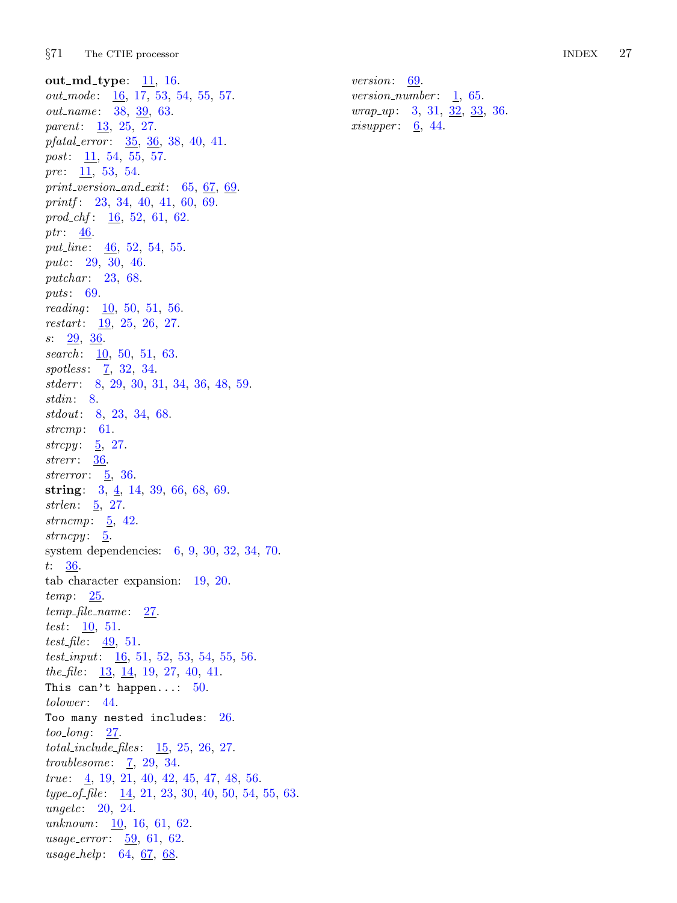**out_md_type**: 11, 16.
*out_mode*: 16, 17, 53, 54, 55, 57.
*out_name*: 38, 39, 63.
*parent*: 13, 25, 27.
*pfatal_error*: 35, 36, 38, 40, 41.
*post*: 11, 54, 55, 57.
*pre*: 11, 53, 54.
*print_version_and_exit*: 65, 67, 69.
*printf*: 23, 34, 40, 41, 60, 69.
*prod_chf*: 16, 52, 61, 62.
*ptr*: 46.
*put_line*: 46, 52, 54, 55.
*putc*: 29, 30, 46.
*putchar*: 23, 68.
*puts*: 69.
*reading*: 10, 50, 51, 56.
*restart*: 19, 25, 26, 27.
*s*: 29, 36.
*search*: 10, 50, 51, 63.
*spotless*: 7, 32, 34.
*stderr*: 8, 29, 30, 31, 34, 36, 48, 59.
*stdin*: 8.
*stdout*: 8, 23, 34, 68.
*strcmp*: 61.
*strcpy*: 5, 27.
*strerr*: 36.
*strerror*: 5, 36.
**string**: 3, 4, 14, 39, 66, 68, 69.
*strlen*: 5, 27.
*strncmp*: 5, 42.
*strncpy*: 5.
system dependencies: 6, 9, 30, 32, 34, 70.
*t*: 36.
tab character expansion: 19, 20.
*temp*: 25.
*temp_file_name*: 27.
*test*: 10, 51.
*test_file*: 49, 51.
*test_input*: 16, 51, 52, 53, 54, 55, 56.
*the_file*: 13, 14, 19, 27, 40, 41.
`This can't happen...`: 50.
*tolower*: 44.
`Too many nested includes`: 26.
*too_long*: 27.
*total_include_files*: 15, 25, 26, 27.
*troublesome*: 7, 29, 34.
*true*: 4, 19, 21, 40, 42, 45, 47, 48, 56.
*type_of_file*: 14, 21, 23, 30, 40, 50, 54, 55, 63.
*ungetc*: 20, 24.
*unknown*: 10, 16, 61, 62.
*usage_error*: 59, 61, 62.
*usage_help*: 64, 67, 68.
*version*: 69.
*version_number*: 1, 65.
*wrap_up*: 3, 31, 32, 33, 36.
*xisupper*: 6, 44.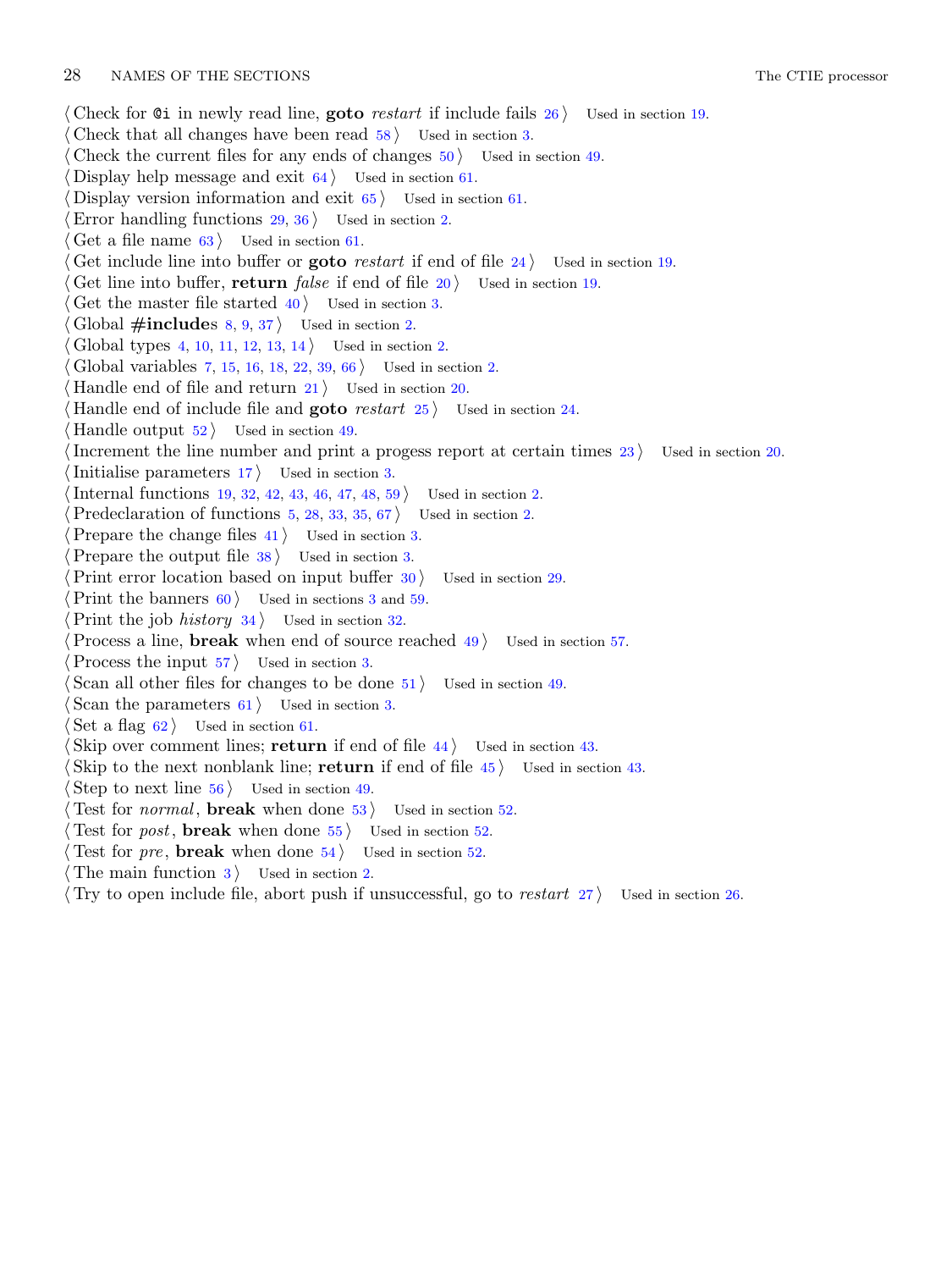⟨ Check for `@i` in newly read line, **goto** *restart* if include fails 26 ⟩ Used in section 19.
⟨ Check that all changes have been read 58 ⟩ Used in section 3.
⟨ Check the current files for any ends of changes 50 ⟩ Used in section 49.
⟨ Display help message and exit 64 ⟩ Used in section 61.
⟨ Display version information and exit 65 ⟩ Used in section 61.
⟨ Error handling functions 29, 36 ⟩ Used in section 2.
⟨ Get a file name 63 ⟩ Used in section 61.
⟨ Get include line into buffer or **goto** *restart* if end of file 24 ⟩ Used in section 19.
⟨ Get line into buffer, **return** *false* if end of file 20 ⟩ Used in section 19.
⟨ Get the master file started 40 ⟩ Used in section 3.
⟨ Global **#include**s 8, 9, 37 ⟩ Used in section 2.
⟨ Global types 4, 10, 11, 12, 13, 14 ⟩ Used in section 2.
⟨ Global variables 7, 15, 16, 18, 22, 39, 66 ⟩ Used in section 2.
⟨ Handle end of file and return 21 ⟩ Used in section 20.
⟨ Handle end of include file and **goto** *restart* 25 ⟩ Used in section 24.
⟨ Handle output 52 ⟩ Used in section 49.
⟨ Increment the line number and print a progess report at certain times 23 ⟩ Used in section 20.
⟨ Initialise parameters 17 ⟩ Used in section 3.
⟨ Internal functions 19, 32, 42, 43, 46, 47, 48, 59 ⟩ Used in section 2.
⟨ Predeclaration of functions 5, 28, 33, 35, 67 ⟩ Used in section 2.
⟨ Prepare the change files 41 ⟩ Used in section 3.
⟨ Prepare the output file 38 ⟩ Used in section 3.
⟨ Print error location based on input buffer 30 ⟩ Used in section 29.
⟨ Print the banners 60 ⟩ Used in sections 3 and 59.
⟨ Print the job *history* 34 ⟩ Used in section 32.
⟨ Process a line, **break** when end of source reached 49 ⟩ Used in section 57.
⟨ Process the input 57 ⟩ Used in section 3.
⟨ Scan all other files for changes to be done 51 ⟩ Used in section 49.
⟨ Scan the parameters 61 ⟩ Used in section 3.
⟨ Set a flag 62 ⟩ Used in section 61.
⟨ Skip over comment lines; **return** if end of file 44 ⟩ Used in section 43.
⟨ Skip to the next nonblank line; **return** if end of file 45 ⟩ Used in section 43.
⟨ Step to next line 56 ⟩ Used in section 49.
⟨ Test for *normal*, **break** when done 53 ⟩ Used in section 52.
⟨ Test for *post*, **break** when done 55 ⟩ Used in section 52.
⟨ Test for *pre*, **break** when done 54 ⟩ Used in section 52.
⟨ The main function 3 ⟩ Used in section 2.
⟨ Try to open include file, abort push if unsuccessful, go to *restart* 27 ⟩ Used in section 26.